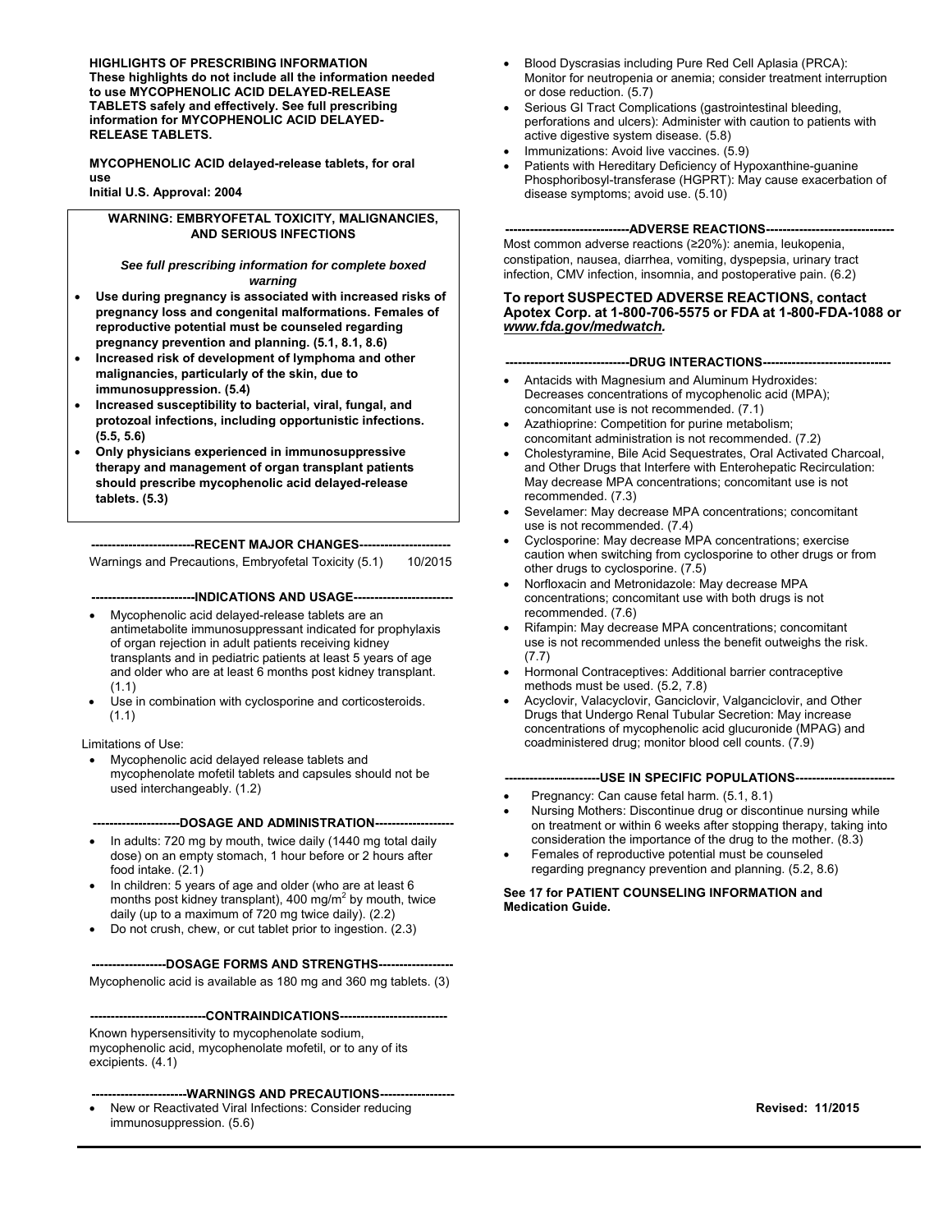**HIGHLIGHTS OF PRESCRIBING INFORMATION**
**These highlights do not include all the information needed to use MYCOPHENOLIC ACID DELAYED-RELEASE TABLETS safely and effectively. See full prescribing information for MYCOPHENOLIC ACID DELAYED-RELEASE TABLETS.**

**MYCOPHENOLIC ACID delayed-release tablets, for oral use**
**Initial U.S. Approval: 2004**

**WARNING: EMBRYOFETAL TOXICITY, MALIGNANCIES, AND SERIOUS INFECTIONS**

***See full prescribing information for complete boxed warning***

- **Use during pregnancy is associated with increased risks of pregnancy loss and congenital malformations. Females of reproductive potential must be counseled regarding pregnancy prevention and planning. (5.1, 8.1, 8.6)**
- **Increased risk of development of lymphoma and other malignancies, particularly of the skin, due to immunosuppression. (5.4)**
- **Increased susceptibility to bacterial, viral, fungal, and protozoal infections, including opportunistic infections. (5.5, 5.6)**
- **Only physicians experienced in immunosuppressive therapy and management of organ transplant patients should prescribe mycophenolic acid delayed-release tablets. (5.3)**

**---RECENT MAJOR CHANGES---**

Warnings and Precautions, Embryofetal Toxicity (5.1) 10/2015

**---INDICATIONS AND USAGE---**

- Mycophenolic acid delayed-release tablets are an antimetabolite immunosuppressant indicated for prophylaxis of organ rejection in adult patients receiving kidney transplants and in pediatric patients at least 5 years of age and older who are at least 6 months post kidney transplant. (1.1)
- Use in combination with cyclosporine and corticosteroids. (1.1)

Limitations of Use:

- Mycophenolic acid delayed release tablets and mycophenolate mofetil tablets and capsules should not be used interchangeably. (1.2)

**---DOSAGE AND ADMINISTRATION---**

- In adults: 720 mg by mouth, twice daily (1440 mg total daily dose) on an empty stomach, 1 hour before or 2 hours after food intake. (2.1)
- In children: 5 years of age and older (who are at least 6 months post kidney transplant), 400 mg/m$^2$ by mouth, twice daily (up to a maximum of 720 mg twice daily). (2.2)
- Do not crush, chew, or cut tablet prior to ingestion. (2.3)

**---DOSAGE FORMS AND STRENGTHS---**

Mycophenolic acid is available as 180 mg and 360 mg tablets. (3)

**---CONTRAINDICATIONS---**

Known hypersensitivity to mycophenolate sodium, mycophenolic acid, mycophenolate mofetil, or to any of its excipients. (4.1)

**---WARNINGS AND PRECAUTIONS---**

- New or Reactivated Viral Infections: Consider reducing immunosuppression. (5.6)
- Blood Dyscrasias including Pure Red Cell Aplasia (PRCA): Monitor for neutropenia or anemia; consider treatment interruption or dose reduction. (5.7)
- Serious GI Tract Complications (gastrointestinal bleeding, perforations and ulcers): Administer with caution to patients with active digestive system disease. (5.8)
- Immunizations: Avoid live vaccines. (5.9)
- Patients with Hereditary Deficiency of Hypoxanthine-guanine Phosphoribosyl-transferase (HGPRT): May cause exacerbation of disease symptoms; avoid use. (5.10)

**---ADVERSE REACTIONS---**

Most common adverse reactions (≥20%): anemia, leukopenia, constipation, nausea, diarrhea, vomiting, dyspepsia, urinary tract infection, CMV infection, insomnia, and postoperative pain. (6.2)

**To report SUSPECTED ADVERSE REACTIONS, contact Apotex Corp. at 1-800-706-5575 or FDA at 1-800-FDA-1088 or *www.fda.gov/medwatch*.**

**---DRUG INTERACTIONS---**

- Antacids with Magnesium and Aluminum Hydroxides: Decreases concentrations of mycophenolic acid (MPA); concomitant use is not recommended. (7.1)
- Azathioprine: Competition for purine metabolism; concomitant administration is not recommended. (7.2)
- Cholestyramine, Bile Acid Sequestrates, Oral Activated Charcoal, and Other Drugs that Interfere with Enterohepatic Recirculation: May decrease MPA concentrations; concomitant use is not recommended. (7.3)
- Sevelamer: May decrease MPA concentrations; concomitant use is not recommended. (7.4)
- Cyclosporine: May decrease MPA concentrations; exercise caution when switching from cyclosporine to other drugs or from other drugs to cyclosporine. (7.5)
- Norfloxacin and Metronidazole: May decrease MPA concentrations; concomitant use with both drugs is not recommended. (7.6)
- Rifampin: May decrease MPA concentrations; concomitant use is not recommended unless the benefit outweighs the risk. (7.7)
- Hormonal Contraceptives: Additional barrier contraceptive methods must be used. (5.2, 7.8)
- Acyclovir, Valacyclovir, Ganciclovir, Valganciclovir, and Other Drugs that Undergo Renal Tubular Secretion: May increase concentrations of mycophenolic acid glucuronide (MPAG) and coadministered drug; monitor blood cell counts. (7.9)

**---USE IN SPECIFIC POPULATIONS---**

- Pregnancy: Can cause fetal harm. (5.1, 8.1)
- Nursing Mothers: Discontinue drug or discontinue nursing while on treatment or within 6 weeks after stopping therapy, taking into consideration the importance of the drug to the mother. (8.3)
- Females of reproductive potential must be counseled regarding pregnancy prevention and planning. (5.2, 8.6)

**See 17 for PATIENT COUNSELING INFORMATION and Medication Guide.**

**Revised: 11/2015**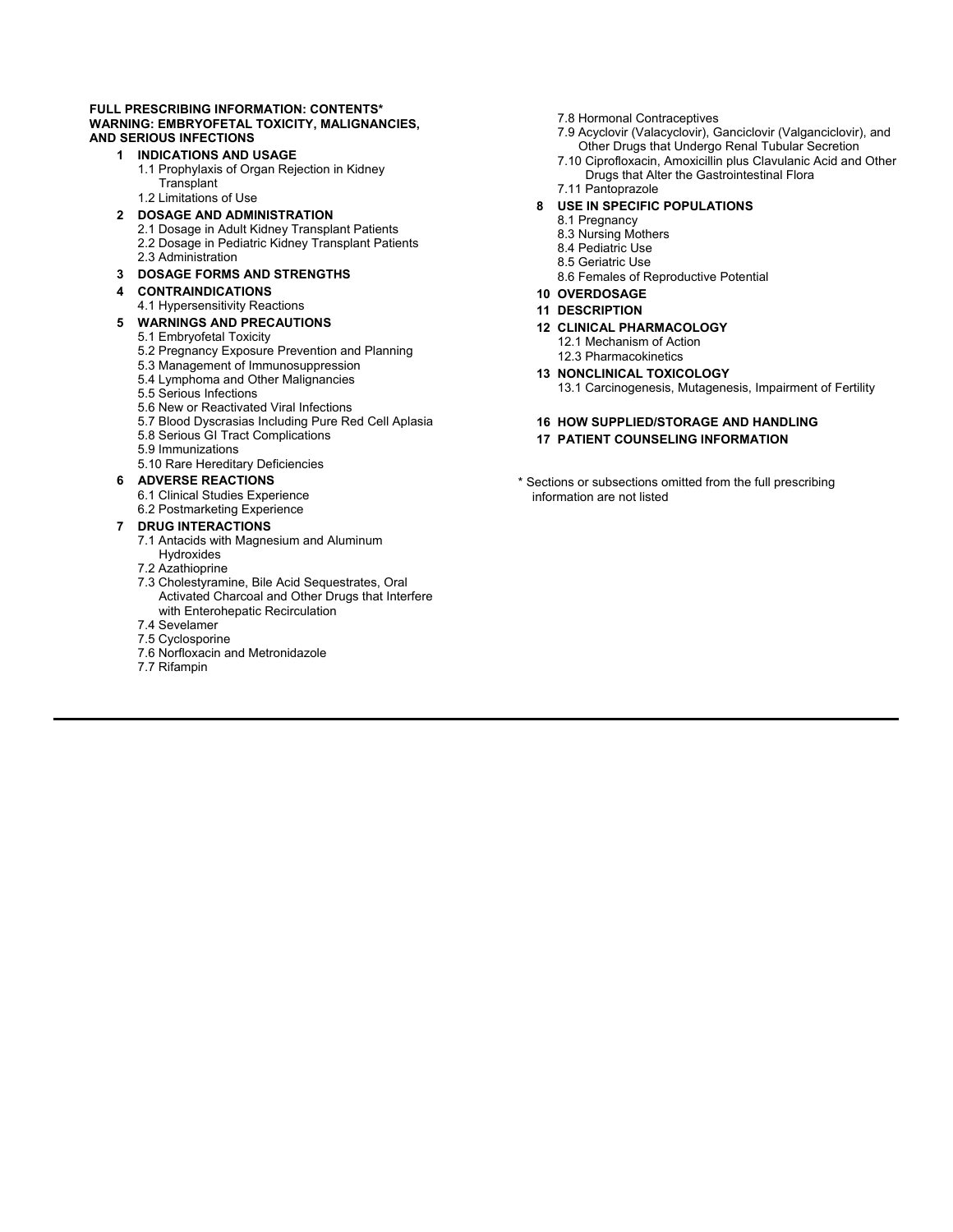**FULL PRESCRIBING INFORMATION: CONTENTS***
**WARNING: EMBRYOFETAL TOXICITY, MALIGNANCIES, AND SERIOUS INFECTIONS**

**1 INDICATIONS AND USAGE**
- 1.1 Prophylaxis of Organ Rejection in Kidney Transplant
- 1.2 Limitations of Use

**2 DOSAGE AND ADMINISTRATION**
- 2.1 Dosage in Adult Kidney Transplant Patients
- 2.2 Dosage in Pediatric Kidney Transplant Patients
- 2.3 Administration

**3 DOSAGE FORMS AND STRENGTHS**

**4 CONTRAINDICATIONS**
- 4.1 Hypersensitivity Reactions

**5 WARNINGS AND PRECAUTIONS**
- 5.1 Embryofetal Toxicity
- 5.2 Pregnancy Exposure Prevention and Planning
- 5.3 Management of Immunosuppression
- 5.4 Lymphoma and Other Malignancies
- 5.5 Serious Infections
- 5.6 New or Reactivated Viral Infections
- 5.7 Blood Dyscrasias Including Pure Red Cell Aplasia
- 5.8 Serious GI Tract Complications
- 5.9 Immunizations
- 5.10 Rare Hereditary Deficiencies

**6 ADVERSE REACTIONS**
- 6.1 Clinical Studies Experience
- 6.2 Postmarketing Experience

**7 DRUG INTERACTIONS**
- 7.1 Antacids with Magnesium and Aluminum Hydroxides
- 7.2 Azathioprine
- 7.3 Cholestyramine, Bile Acid Sequestrates, Oral Activated Charcoal and Other Drugs that Interfere with Enterohepatic Recirculation
- 7.4 Sevelamer
- 7.5 Cyclosporine
- 7.6 Norfloxacin and Metronidazole
- 7.7 Rifampin
- 7.8 Hormonal Contraceptives
- 7.9 Acyclovir (Valacyclovir), Ganciclovir (Valganciclovir), and Other Drugs that Undergo Renal Tubular Secretion
- 7.10 Ciprofloxacin, Amoxicillin plus Clavulanic Acid and Other Drugs that Alter the Gastrointestinal Flora
- 7.11 Pantoprazole

**8 USE IN SPECIFIC POPULATIONS**
- 8.1 Pregnancy
- 8.3 Nursing Mothers
- 8.4 Pediatric Use
- 8.5 Geriatric Use
- 8.6 Females of Reproductive Potential

**10 OVERDOSAGE**

**11 DESCRIPTION**

**12 CLINICAL PHARMACOLOGY**
- 12.1 Mechanism of Action
- 12.3 Pharmacokinetics

**13 NONCLINICAL TOXICOLOGY**
- 13.1 Carcinogenesis, Mutagenesis, Impairment of Fertility

**16 HOW SUPPLIED/STORAGE AND HANDLING**

**17 PATIENT COUNSELING INFORMATION**

* Sections or subsections omitted from the full prescribing information are not listed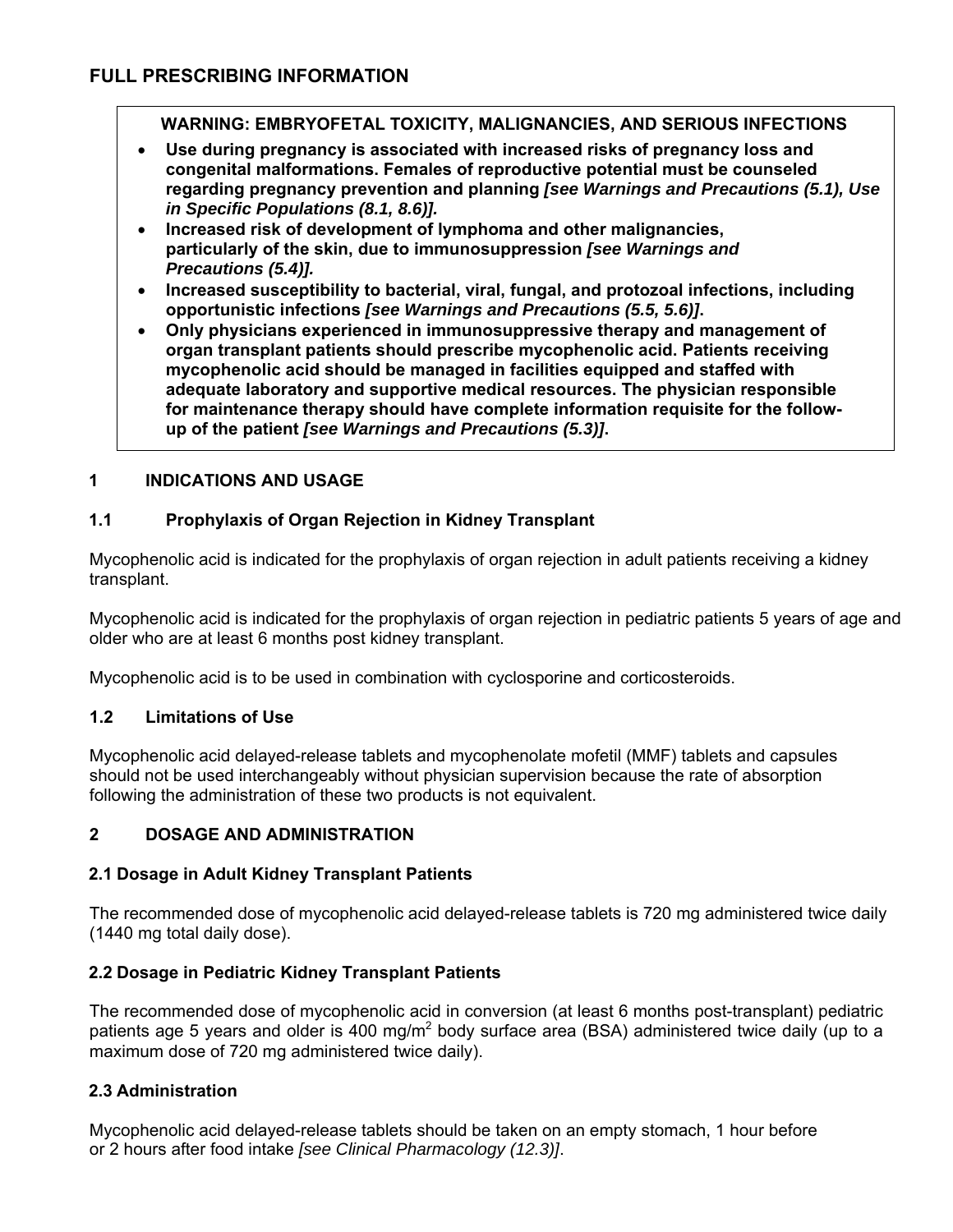# FULL PRESCRIBING INFORMATION

**WARNING: EMBRYOFETAL TOXICITY, MALIGNANCIES, AND SERIOUS INFECTIONS**

- **Use during pregnancy is associated with increased risks of pregnancy loss and congenital malformations. Females of reproductive potential must be counseled regarding pregnancy prevention and planning** ***[see Warnings and Precautions (5.1), Use in Specific Populations (8.1, 8.6)].***
- **Increased risk of development of lymphoma and other malignancies, particularly of the skin, due to immunosuppression** ***[see Warnings and Precautions (5.4)].***
- **Increased susceptibility to bacterial, viral, fungal, and protozoal infections, including opportunistic infections** ***[see Warnings and Precautions (5.5, 5.6)]*****.**
- **Only physicians experienced in immunosuppressive therapy and management of organ transplant patients should prescribe mycophenolic acid. Patients receiving mycophenolic acid should be managed in facilities equipped and staffed with adequate laboratory and supportive medical resources. The physician responsible for maintenance therapy should have complete information requisite for the follow-up of the patient** ***[see Warnings and Precautions (5.3)]*****.**

## 1 INDICATIONS AND USAGE

### 1.1 Prophylaxis of Organ Rejection in Kidney Transplant

Mycophenolic acid is indicated for the prophylaxis of organ rejection in adult patients receiving a kidney transplant.

Mycophenolic acid is indicated for the prophylaxis of organ rejection in pediatric patients 5 years of age and older who are at least 6 months post kidney transplant.

Mycophenolic acid is to be used in combination with cyclosporine and corticosteroids.

### 1.2 Limitations of Use

Mycophenolic acid delayed-release tablets and mycophenolate mofetil (MMF) tablets and capsules should not be used interchangeably without physician supervision because the rate of absorption following the administration of these two products is not equivalent.

## 2 DOSAGE AND ADMINISTRATION

### 2.1 Dosage in Adult Kidney Transplant Patients

The recommended dose of mycophenolic acid delayed-release tablets is 720 mg administered twice daily (1440 mg total daily dose).

### 2.2 Dosage in Pediatric Kidney Transplant Patients

The recommended dose of mycophenolic acid in conversion (at least 6 months post-transplant) pediatric patients age 5 years and older is 400 mg/m$^2$ body surface area (BSA) administered twice daily (up to a maximum dose of 720 mg administered twice daily).

### 2.3 Administration

Mycophenolic acid delayed-release tablets should be taken on an empty stomach, 1 hour before or 2 hours after food intake *[see Clinical Pharmacology (12.3)]*.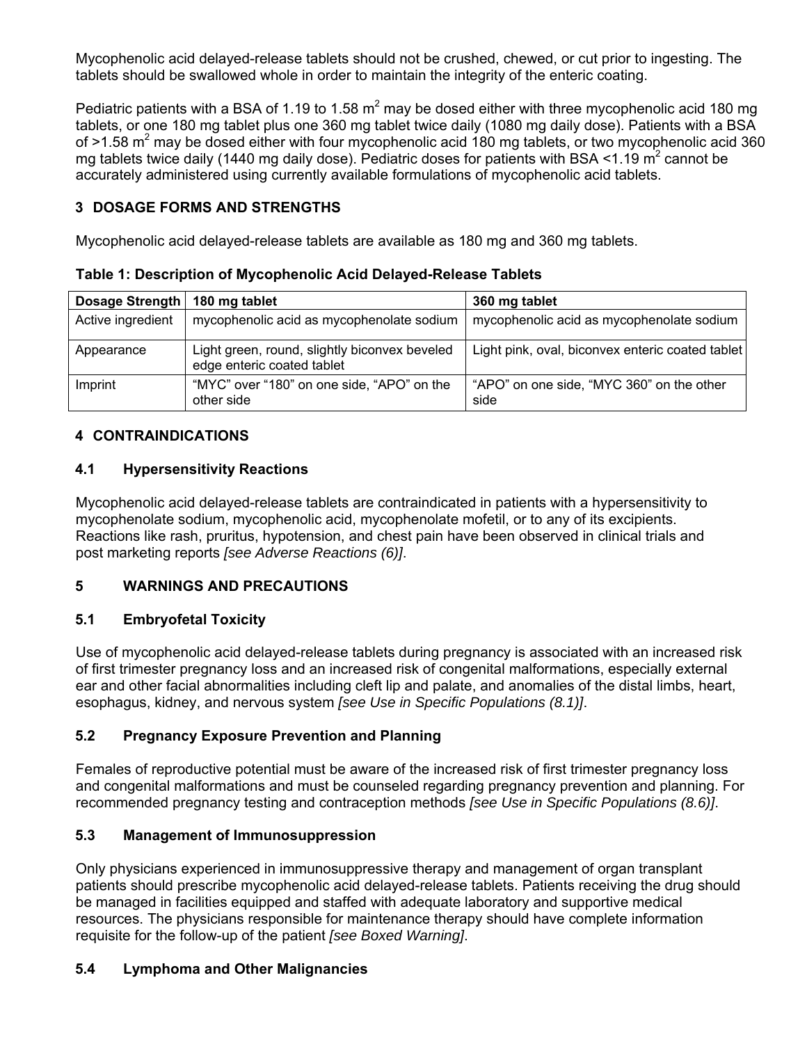Mycophenolic acid delayed-release tablets should not be crushed, chewed, or cut prior to ingesting. The tablets should be swallowed whole in order to maintain the integrity of the enteric coating.

Pediatric patients with a BSA of 1.19 to 1.58 $m^2$ may be dosed either with three mycophenolic acid 180 mg tablets, or one 180 mg tablet plus one 360 mg tablet twice daily (1080 mg daily dose). Patients with a BSA of >1.58 $m^2$ may be dosed either with four mycophenolic acid 180 mg tablets, or two mycophenolic acid 360 mg tablets twice daily (1440 mg daily dose). Pediatric doses for patients with BSA <1.19 $m^2$ cannot be accurately administered using currently available formulations of mycophenolic acid tablets.

## 3 DOSAGE FORMS AND STRENGTHS

Mycophenolic acid delayed-release tablets are available as 180 mg and 360 mg tablets.

**Table 1: Description of Mycophenolic Acid Delayed-Release Tablets**

| Dosage Strength | 180 mg tablet | 360 mg tablet |
|---|---|---|
| Active ingredient | mycophenolic acid as mycophenolate sodium | mycophenolic acid as mycophenolate sodium |
| Appearance | Light green, round, slightly biconvex beveled edge enteric coated tablet | Light pink, oval, biconvex enteric coated tablet |
| Imprint | "MYC" over "180" on one side, "APO" on the other side | "APO" on one side, "MYC 360" on the other side |

## 4 CONTRAINDICATIONS

### 4.1 Hypersensitivity Reactions

Mycophenolic acid delayed-release tablets are contraindicated in patients with a hypersensitivity to mycophenolate sodium, mycophenolic acid, mycophenolate mofetil, or to any of its excipients. Reactions like rash, pruritus, hypotension, and chest pain have been observed in clinical trials and post marketing reports *[see Adverse Reactions (6)]*.

## 5 WARNINGS AND PRECAUTIONS

### 5.1 Embryofetal Toxicity

Use of mycophenolic acid delayed-release tablets during pregnancy is associated with an increased risk of first trimester pregnancy loss and an increased risk of congenital malformations, especially external ear and other facial abnormalities including cleft lip and palate, and anomalies of the distal limbs, heart, esophagus, kidney, and nervous system *[see Use in Specific Populations (8.1)]*.

### 5.2 Pregnancy Exposure Prevention and Planning

Females of reproductive potential must be aware of the increased risk of first trimester pregnancy loss and congenital malformations and must be counseled regarding pregnancy prevention and planning. For recommended pregnancy testing and contraception methods *[see Use in Specific Populations (8.6)]*.

### 5.3 Management of Immunosuppression

Only physicians experienced in immunosuppressive therapy and management of organ transplant patients should prescribe mycophenolic acid delayed-release tablets. Patients receiving the drug should be managed in facilities equipped and staffed with adequate laboratory and supportive medical resources. The physicians responsible for maintenance therapy should have complete information requisite for the follow-up of the patient *[see Boxed Warning]*.

### 5.4 Lymphoma and Other Malignancies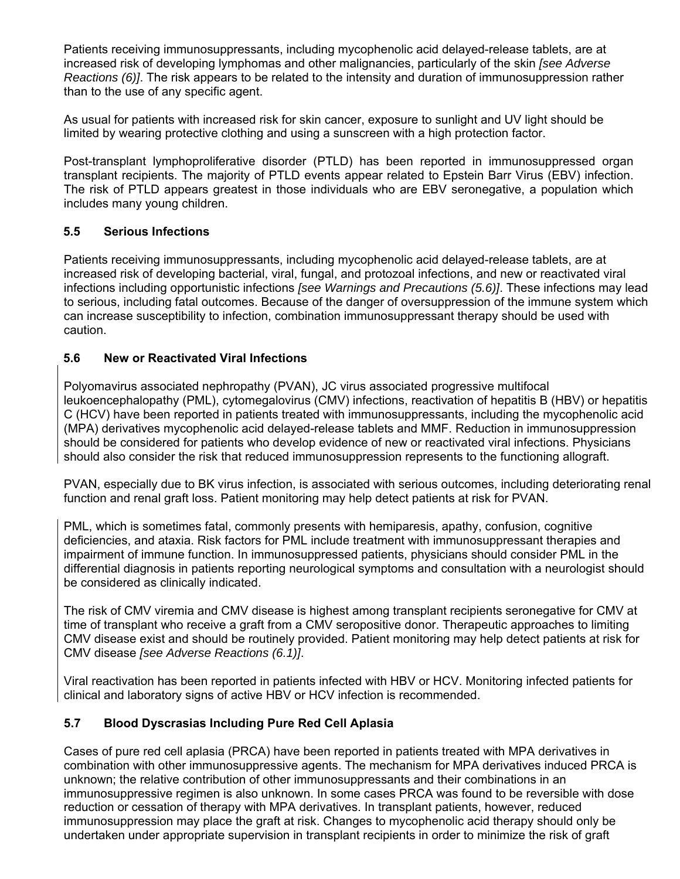Patients receiving immunosuppressants, including mycophenolic acid delayed-release tablets, are at increased risk of developing lymphomas and other malignancies, particularly of the skin *[see Adverse Reactions (6)]*. The risk appears to be related to the intensity and duration of immunosuppression rather than to the use of any specific agent.

As usual for patients with increased risk for skin cancer, exposure to sunlight and UV light should be limited by wearing protective clothing and using a sunscreen with a high protection factor.

Post-transplant lymphoproliferative disorder (PTLD) has been reported in immunosuppressed organ transplant recipients. The majority of PTLD events appear related to Epstein Barr Virus (EBV) infection. The risk of PTLD appears greatest in those individuals who are EBV seronegative, a population which includes many young children.

### 5.5 Serious Infections

Patients receiving immunosuppressants, including mycophenolic acid delayed-release tablets, are at increased risk of developing bacterial, viral, fungal, and protozoal infections, and new or reactivated viral infections including opportunistic infections *[see Warnings and Precautions (5.6)]*. These infections may lead to serious, including fatal outcomes. Because of the danger of oversuppression of the immune system which can increase susceptibility to infection, combination immunosuppressant therapy should be used with caution.

### 5.6 New or Reactivated Viral Infections

Polyomavirus associated nephropathy (PVAN), JC virus associated progressive multifocal leukoencephalopathy (PML), cytomegalovirus (CMV) infections, reactivation of hepatitis B (HBV) or hepatitis C (HCV) have been reported in patients treated with immunosuppressants, including the mycophenolic acid (MPA) derivatives mycophenolic acid delayed-release tablets and MMF. Reduction in immunosuppression should be considered for patients who develop evidence of new or reactivated viral infections. Physicians should also consider the risk that reduced immunosuppression represents to the functioning allograft.

PVAN, especially due to BK virus infection, is associated with serious outcomes, including deteriorating renal function and renal graft loss. Patient monitoring may help detect patients at risk for PVAN.

PML, which is sometimes fatal, commonly presents with hemiparesis, apathy, confusion, cognitive deficiencies, and ataxia. Risk factors for PML include treatment with immunosuppressant therapies and impairment of immune function. In immunosuppressed patients, physicians should consider PML in the differential diagnosis in patients reporting neurological symptoms and consultation with a neurologist should be considered as clinically indicated.

The risk of CMV viremia and CMV disease is highest among transplant recipients seronegative for CMV at time of transplant who receive a graft from a CMV seropositive donor. Therapeutic approaches to limiting CMV disease exist and should be routinely provided. Patient monitoring may help detect patients at risk for CMV disease *[see Adverse Reactions (6.1)]*.

Viral reactivation has been reported in patients infected with HBV or HCV. Monitoring infected patients for clinical and laboratory signs of active HBV or HCV infection is recommended.

### 5.7 Blood Dyscrasias Including Pure Red Cell Aplasia

Cases of pure red cell aplasia (PRCA) have been reported in patients treated with MPA derivatives in combination with other immunosuppressive agents. The mechanism for MPA derivatives induced PRCA is unknown; the relative contribution of other immunosuppressants and their combinations in an immunosuppressive regimen is also unknown. In some cases PRCA was found to be reversible with dose reduction or cessation of therapy with MPA derivatives. In transplant patients, however, reduced immunosuppression may place the graft at risk. Changes to mycophenolic acid therapy should only be undertaken under appropriate supervision in transplant recipients in order to minimize the risk of graft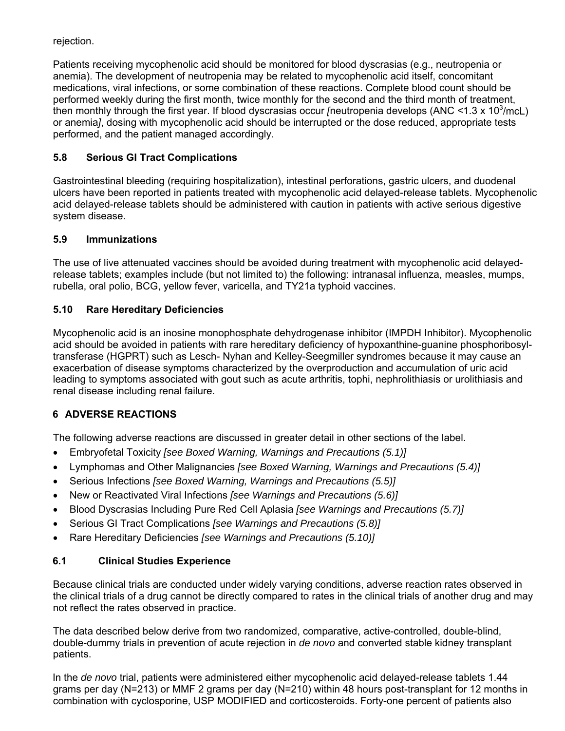rejection.

Patients receiving mycophenolic acid should be monitored for blood dyscrasias (e.g., neutropenia or anemia). The development of neutropenia may be related to mycophenolic acid itself, concomitant medications, viral infections, or some combination of these reactions. Complete blood count should be performed weekly during the first month, twice monthly for the second and the third month of treatment, then monthly through the first year. If blood dyscrasias occur *[*neutropenia develops (ANC <1.3 x $10^3$/mcL) or anemia*]*, dosing with mycophenolic acid should be interrupted or the dose reduced, appropriate tests performed, and the patient managed accordingly.

### 5.8 Serious GI Tract Complications

Gastrointestinal bleeding (requiring hospitalization), intestinal perforations, gastric ulcers, and duodenal ulcers have been reported in patients treated with mycophenolic acid delayed-release tablets. Mycophenolic acid delayed-release tablets should be administered with caution in patients with active serious digestive system disease.

### 5.9 Immunizations

The use of live attenuated vaccines should be avoided during treatment with mycophenolic acid delayed-release tablets; examples include (but not limited to) the following: intranasal influenza, measles, mumps, rubella, oral polio, BCG, yellow fever, varicella, and TY21a typhoid vaccines.

### 5.10 Rare Hereditary Deficiencies

Mycophenolic acid is an inosine monophosphate dehydrogenase inhibitor (IMPDH Inhibitor). Mycophenolic acid should be avoided in patients with rare hereditary deficiency of hypoxanthine-guanine phosphoribosyl-transferase (HGPRT) such as Lesch- Nyhan and Kelley-Seegmiller syndromes because it may cause an exacerbation of disease symptoms characterized by the overproduction and accumulation of uric acid leading to symptoms associated with gout such as acute arthritis, tophi, nephrolithiasis or urolithiasis and renal disease including renal failure.

## 6 ADVERSE REACTIONS

The following adverse reactions are discussed in greater detail in other sections of the label.

- Embryofetal Toxicity *[see Boxed Warning, Warnings and Precautions (5.1)]*
- Lymphomas and Other Malignancies *[see Boxed Warning, Warnings and Precautions (5.4)]*
- Serious Infections *[see Boxed Warning, Warnings and Precautions (5.5)]*
- New or Reactivated Viral Infections *[see Warnings and Precautions (5.6)]*
- Blood Dyscrasias Including Pure Red Cell Aplasia *[see Warnings and Precautions (5.7)]*
- Serious GI Tract Complications *[see Warnings and Precautions (5.8)]*
- Rare Hereditary Deficiencies *[see Warnings and Precautions (5.10)]*

### 6.1 Clinical Studies Experience

Because clinical trials are conducted under widely varying conditions, adverse reaction rates observed in the clinical trials of a drug cannot be directly compared to rates in the clinical trials of another drug and may not reflect the rates observed in practice.

The data described below derive from two randomized, comparative, active-controlled, double-blind, double-dummy trials in prevention of acute rejection in *de novo* and converted stable kidney transplant patients.

In the *de novo* trial, patients were administered either mycophenolic acid delayed-release tablets 1.44 grams per day (N=213) or MMF 2 grams per day (N=210) within 48 hours post-transplant for 12 months in combination with cyclosporine, USP MODIFIED and corticosteroids. Forty-one percent of patients also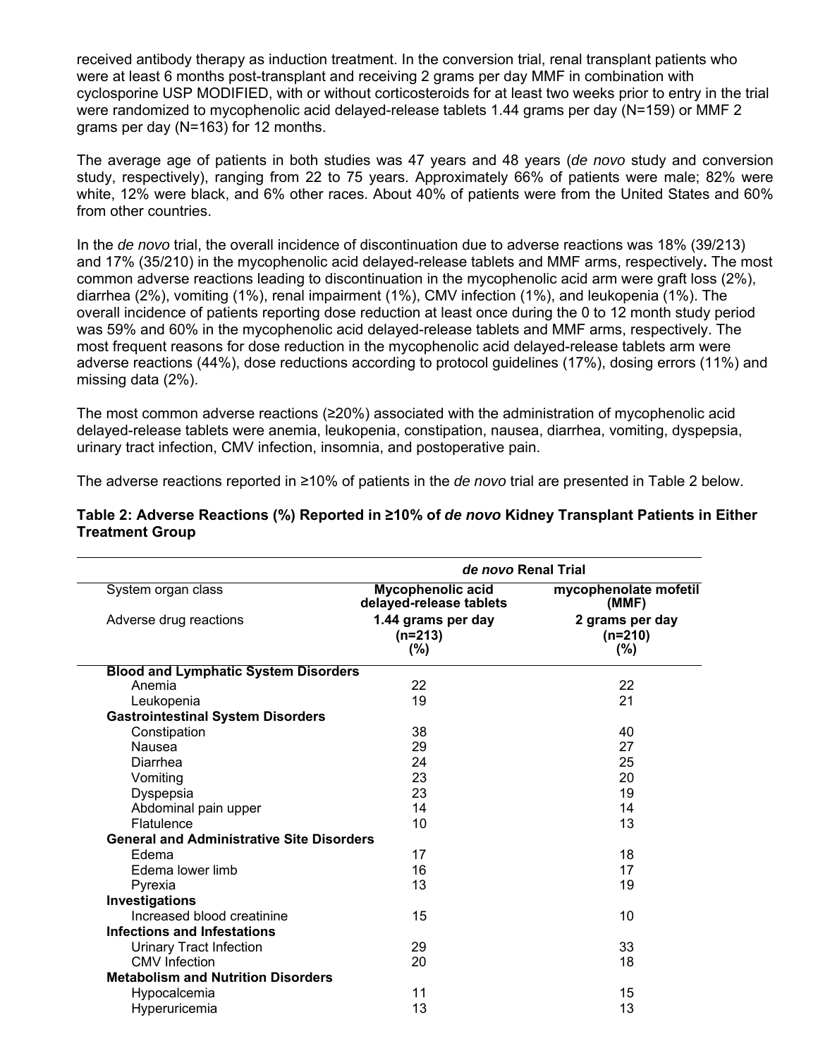received antibody therapy as induction treatment. In the conversion trial, renal transplant patients who were at least 6 months post-transplant and receiving 2 grams per day MMF in combination with cyclosporine USP MODIFIED, with or without corticosteroids for at least two weeks prior to entry in the trial were randomized to mycophenolic acid delayed-release tablets 1.44 grams per day (N=159) or MMF 2 grams per day (N=163) for 12 months.

The average age of patients in both studies was 47 years and 48 years (*de novo* study and conversion study, respectively), ranging from 22 to 75 years. Approximately 66% of patients were male; 82% were white, 12% were black, and 6% other races. About 40% of patients were from the United States and 60% from other countries.

In the *de novo* trial, the overall incidence of discontinuation due to adverse reactions was 18% (39/213) and 17% (35/210) in the mycophenolic acid delayed-release tablets and MMF arms, respectively**.** The most common adverse reactions leading to discontinuation in the mycophenolic acid arm were graft loss (2%), diarrhea (2%), vomiting (1%), renal impairment (1%), CMV infection (1%), and leukopenia (1%). The overall incidence of patients reporting dose reduction at least once during the 0 to 12 month study period was 59% and 60% in the mycophenolic acid delayed-release tablets and MMF arms, respectively. The most frequent reasons for dose reduction in the mycophenolic acid delayed-release tablets arm were adverse reactions (44%), dose reductions according to protocol guidelines (17%), dosing errors (11%) and missing data (2%).

The most common adverse reactions (≥20%) associated with the administration of mycophenolic acid delayed-release tablets were anemia, leukopenia, constipation, nausea, diarrhea, vomiting, dyspepsia, urinary tract infection, CMV infection, insomnia, and postoperative pain.

The adverse reactions reported in ≥10% of patients in the *de novo* trial are presented in Table 2 below.

**Table 2: Adverse Reactions (%) Reported in ≥10% of *de novo* Kidney Transplant Patients in Either Treatment Group**

| | ***de novo* Renal Trial** | |
|---|---|---|
| System organ class | **Mycophenolic acid delayed-release tablets** | **mycophenolate mofetil (MMF)** |
| Adverse drug reactions | **1.44 grams per day (n=213) (%)** | **2 grams per day (n=210) (%)** |
| **Blood and Lymphatic System Disorders** | | |
| Anemia | 22 | 22 |
| Leukopenia | 19 | 21 |
| **Gastrointestinal System Disorders** | | |
| Constipation | 38 | 40 |
| Nausea | 29 | 27 |
| Diarrhea | 24 | 25 |
| Vomiting | 23 | 20 |
| Dyspepsia | 23 | 19 |
| Abdominal pain upper | 14 | 14 |
| Flatulence | 10 | 13 |
| **General and Administrative Site Disorders** | | |
| Edema | 17 | 18 |
| Edema lower limb | 16 | 17 |
| Pyrexia | 13 | 19 |
| **Investigations** | | |
| Increased blood creatinine | 15 | 10 |
| **Infections and Infestations** | | |
| Urinary Tract Infection | 29 | 33 |
| CMV Infection | 20 | 18 |
| **Metabolism and Nutrition Disorders** | | |
| Hypocalcemia | 11 | 15 |
| Hyperuricemia | 13 | 13 |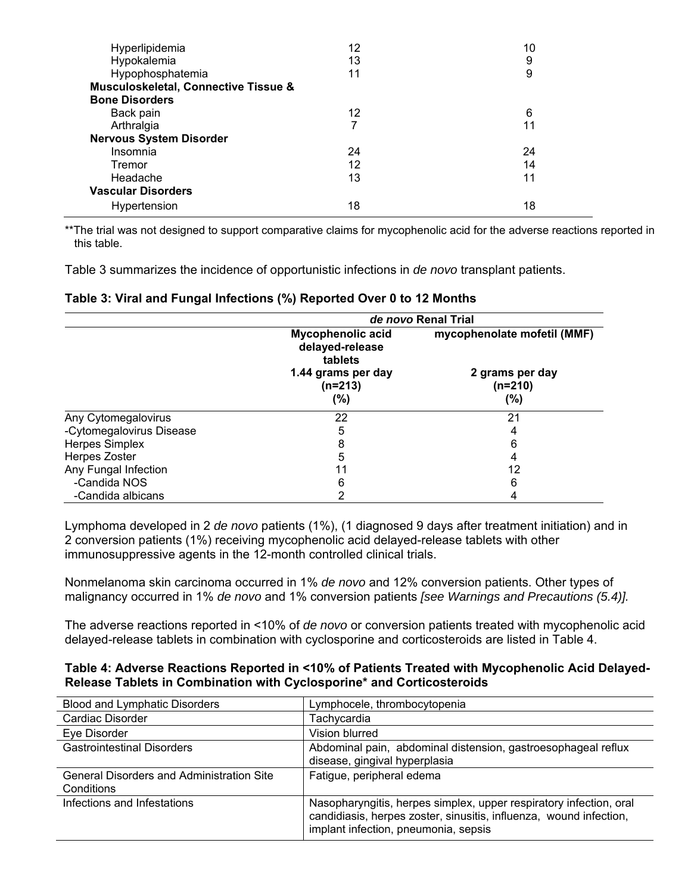| | | |
|---|---|---|
| Hyperlipidemia | 12 | 10 |
| Hypokalemia | 13 | 9 |
| Hypophosphatemia | 11 | 9 |
| **Musculoskeletal, Connective Tissue & Bone Disorders** | | |
| Back pain | 12 | 6 |
| Arthralgia | 7 | 11 |
| **Nervous System Disorder** | | |
| Insomnia | 24 | 24 |
| Tremor | 12 | 14 |
| Headache | 13 | 11 |
| **Vascular Disorders** | | |
| Hypertension | 18 | 18 |

**The trial was not designed to support comparative claims for mycophenolic acid for the adverse reactions reported in this table.

Table 3 summarizes the incidence of opportunistic infections in *de novo* transplant patients.

**Table 3: Viral and Fungal Infections (%) Reported Over 0 to 12 Months**

| | ***de novo*** **Renal Trial** | |
|---|---|---|
| | **Mycophenolic acid delayed-release tablets 1.44 grams per day (n=213) (%)** | **mycophenolate mofetil (MMF) 2 grams per day (n=210) (%)** |
| Any Cytomegalovirus | 22 | 21 |
| -Cytomegalovirus Disease | 5 | 4 |
| Herpes Simplex | 8 | 6 |
| Herpes Zoster | 5 | 4 |
| Any Fungal Infection | 11 | 12 |
| -Candida NOS | 6 | 6 |
| -Candida albicans | 2 | 4 |

Lymphoma developed in 2 *de novo* patients (1%), (1 diagnosed 9 days after treatment initiation) and in 2 conversion patients (1%) receiving mycophenolic acid delayed-release tablets with other immunosuppressive agents in the 12-month controlled clinical trials.

Nonmelanoma skin carcinoma occurred in 1% *de novo* and 12% conversion patients. Other types of malignancy occurred in 1% *de novo* and 1% conversion patients *[see Warnings and Precautions (5.4)].*

The adverse reactions reported in <10% of *de novo* or conversion patients treated with mycophenolic acid delayed-release tablets in combination with cyclosporine and corticosteroids are listed in Table 4.

**Table 4: Adverse Reactions Reported in <10% of Patients Treated with Mycophenolic Acid Delayed-Release Tablets in Combination with Cyclosporine* and Corticosteroids**

| | |
|---|---|
| Blood and Lymphatic Disorders | Lymphocele, thrombocytopenia |
| Cardiac Disorder | Tachycardia |
| Eye Disorder | Vision blurred |
| Gastrointestinal Disorders | Abdominal pain, abdominal distension, gastroesophageal reflux disease, gingival hyperplasia |
| General Disorders and Administration Site Conditions | Fatigue, peripheral edema |
| Infections and Infestations | Nasopharyngitis, herpes simplex, upper respiratory infection, oral candidiasis, herpes zoster, sinusitis, influenza, wound infection, implant infection, pneumonia, sepsis |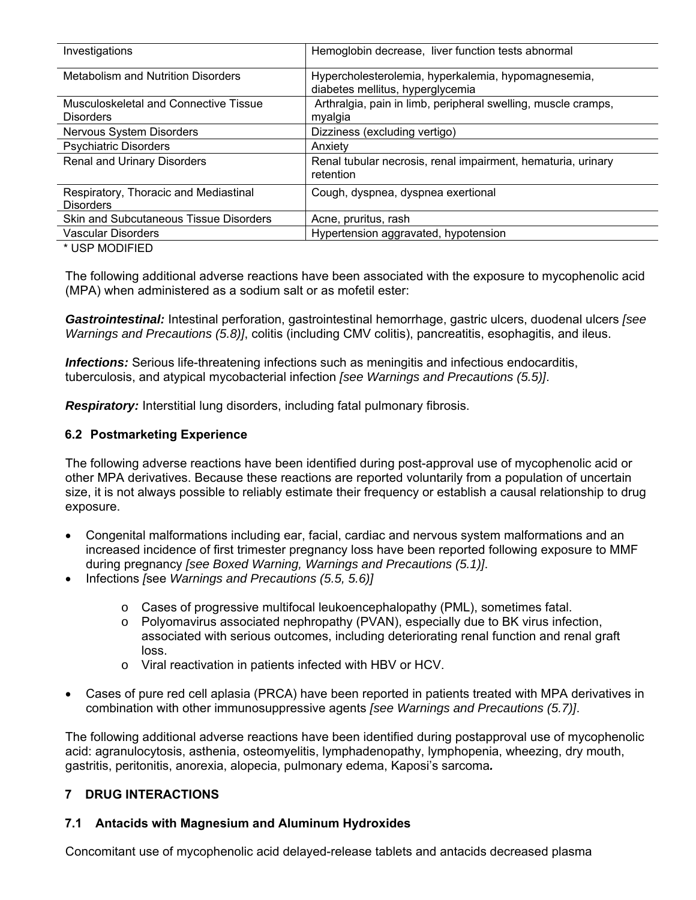| | |
|---|---|
| Investigations | Hemoglobin decrease, liver function tests abnormal |
| Metabolism and Nutrition Disorders | Hypercholesterolemia, hyperkalemia, hypomagnesemia, diabetes mellitus, hyperglycemia |
| Musculoskeletal and Connective Tissue Disorders | Arthralgia, pain in limb, peripheral swelling, muscle cramps, myalgia |
| Nervous System Disorders | Dizziness (excluding vertigo) |
| Psychiatric Disorders | Anxiety |
| Renal and Urinary Disorders | Renal tubular necrosis, renal impairment, hematuria, urinary retention |
| Respiratory, Thoracic and Mediastinal Disorders | Cough, dyspnea, dyspnea exertional |
| Skin and Subcutaneous Tissue Disorders | Acne, pruritus, rash |
| Vascular Disorders | Hypertension aggravated, hypotension |

* USP MODIFIED

The following additional adverse reactions have been associated with the exposure to mycophenolic acid (MPA) when administered as a sodium salt or as mofetil ester:

***Gastrointestinal:*** Intestinal perforation, gastrointestinal hemorrhage, gastric ulcers, duodenal ulcers *[see Warnings and Precautions (5.8)]*, colitis (including CMV colitis), pancreatitis, esophagitis, and ileus.

***Infections:*** Serious life-threatening infections such as meningitis and infectious endocarditis, tuberculosis, and atypical mycobacterial infection *[see Warnings and Precautions (5.5)]*.

***Respiratory:*** Interstitial lung disorders, including fatal pulmonary fibrosis.

### 6.2 Postmarketing Experience

The following adverse reactions have been identified during post-approval use of mycophenolic acid or other MPA derivatives. Because these reactions are reported voluntarily from a population of uncertain size, it is not always possible to reliably estimate their frequency or establish a causal relationship to drug exposure.

- Congenital malformations including ear, facial, cardiac and nervous system malformations and an increased incidence of first trimester pregnancy loss have been reported following exposure to MMF during pregnancy *[see Boxed Warning, Warnings and Precautions (5.1)]*.
- Infections *[*see *Warnings and Precautions (5.5, 5.6)]*
    - Cases of progressive multifocal leukoencephalopathy (PML), sometimes fatal.
    - Polyomavirus associated nephropathy (PVAN), especially due to BK virus infection, associated with serious outcomes, including deteriorating renal function and renal graft loss.
    - Viral reactivation in patients infected with HBV or HCV.
- Cases of pure red cell aplasia (PRCA) have been reported in patients treated with MPA derivatives in combination with other immunosuppressive agents *[see Warnings and Precautions (5.7)]*.

The following additional adverse reactions have been identified during postapproval use of mycophenolic acid: agranulocytosis, asthenia, osteomyelitis, lymphadenopathy, lymphopenia, wheezing, dry mouth, gastritis, peritonitis, anorexia, alopecia, pulmonary edema, Kaposi's sarcoma**.**

## 7 DRUG INTERACTIONS

### 7.1 Antacids with Magnesium and Aluminum Hydroxides

Concomitant use of mycophenolic acid delayed-release tablets and antacids decreased plasma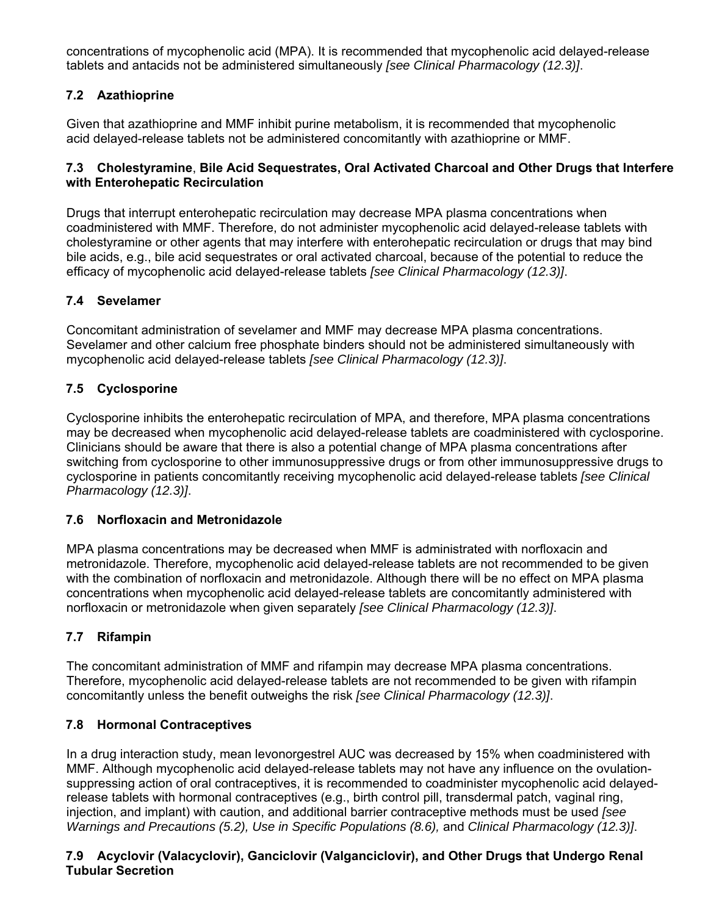concentrations of mycophenolic acid (MPA). It is recommended that mycophenolic acid delayed-release tablets and antacids not be administered simultaneously *[see Clinical Pharmacology (12.3)]*.

### 7.2 Azathioprine

Given that azathioprine and MMF inhibit purine metabolism, it is recommended that mycophenolic acid delayed-release tablets not be administered concomitantly with azathioprine or MMF.

### 7.3 Cholestyramine, Bile Acid Sequestrates, Oral Activated Charcoal and Other Drugs that Interfere with Enterohepatic Recirculation

Drugs that interrupt enterohepatic recirculation may decrease MPA plasma concentrations when coadministered with MMF. Therefore, do not administer mycophenolic acid delayed-release tablets with cholestyramine or other agents that may interfere with enterohepatic recirculation or drugs that may bind bile acids, e.g., bile acid sequestrates or oral activated charcoal, because of the potential to reduce the efficacy of mycophenolic acid delayed-release tablets *[see Clinical Pharmacology (12.3)]*.

### 7.4 Sevelamer

Concomitant administration of sevelamer and MMF may decrease MPA plasma concentrations. Sevelamer and other calcium free phosphate binders should not be administered simultaneously with mycophenolic acid delayed-release tablets *[see Clinical Pharmacology (12.3)]*.

### 7.5 Cyclosporine

Cyclosporine inhibits the enterohepatic recirculation of MPA, and therefore, MPA plasma concentrations may be decreased when mycophenolic acid delayed-release tablets are coadministered with cyclosporine. Clinicians should be aware that there is also a potential change of MPA plasma concentrations after switching from cyclosporine to other immunosuppressive drugs or from other immunosuppressive drugs to cyclosporine in patients concomitantly receiving mycophenolic acid delayed-release tablets *[see Clinical Pharmacology (12.3)]*.

### 7.6 Norfloxacin and Metronidazole

MPA plasma concentrations may be decreased when MMF is administrated with norfloxacin and metronidazole. Therefore, mycophenolic acid delayed-release tablets are not recommended to be given with the combination of norfloxacin and metronidazole. Although there will be no effect on MPA plasma concentrations when mycophenolic acid delayed-release tablets are concomitantly administered with norfloxacin or metronidazole when given separately *[see Clinical Pharmacology (12.3)]*.

### 7.7 Rifampin

The concomitant administration of MMF and rifampin may decrease MPA plasma concentrations. Therefore, mycophenolic acid delayed-release tablets are not recommended to be given with rifampin concomitantly unless the benefit outweighs the risk *[see Clinical Pharmacology (12.3)]*.

### 7.8 Hormonal Contraceptives

In a drug interaction study, mean levonorgestrel AUC was decreased by 15% when coadministered with MMF. Although mycophenolic acid delayed-release tablets may not have any influence on the ovulation-suppressing action of oral contraceptives, it is recommended to coadminister mycophenolic acid delayed-release tablets with hormonal contraceptives (e.g., birth control pill, transdermal patch, vaginal ring, injection, and implant) with caution, and additional barrier contraceptive methods must be used *[see Warnings and Precautions (5.2), Use in Specific Populations (8.6),* and *Clinical Pharmacology (12.3)]*.

### 7.9 Acyclovir (Valacyclovir), Ganciclovir (Valganciclovir), and Other Drugs that Undergo Renal Tubular Secretion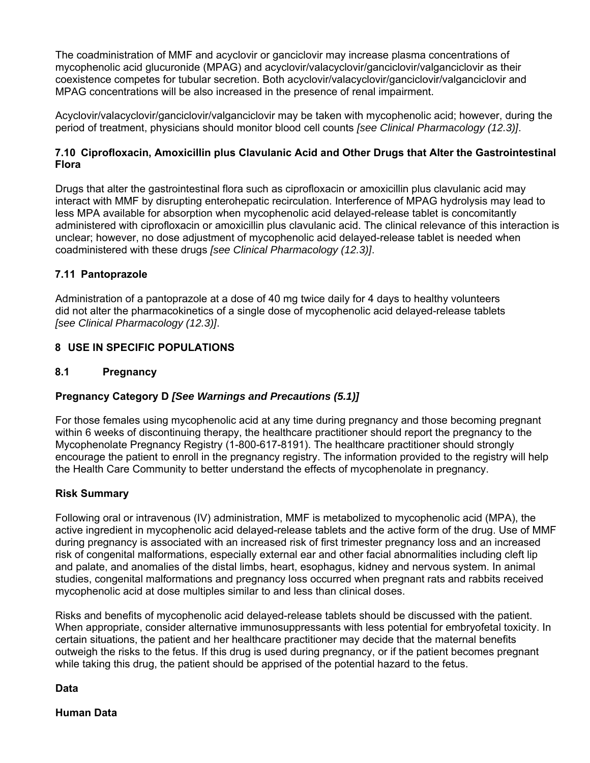The coadministration of MMF and acyclovir or ganciclovir may increase plasma concentrations of mycophenolic acid glucuronide (MPAG) and acyclovir/valacyclovir/ganciclovir/valganciclovir as their coexistence competes for tubular secretion. Both acyclovir/valacyclovir/ganciclovir/valganciclovir and MPAG concentrations will be also increased in the presence of renal impairment.

Acyclovir/valacyclovir/ganciclovir/valganciclovir may be taken with mycophenolic acid; however, during the period of treatment, physicians should monitor blood cell counts *[see Clinical Pharmacology (12.3)]*.

### 7.10 Ciprofloxacin, Amoxicillin plus Clavulanic Acid and Other Drugs that Alter the Gastrointestinal Flora

Drugs that alter the gastrointestinal flora such as ciprofloxacin or amoxicillin plus clavulanic acid may interact with MMF by disrupting enterohepatic recirculation. Interference of MPAG hydrolysis may lead to less MPA available for absorption when mycophenolic acid delayed-release tablet is concomitantly administered with ciprofloxacin or amoxicillin plus clavulanic acid. The clinical relevance of this interaction is unclear; however, no dose adjustment of mycophenolic acid delayed-release tablet is needed when coadministered with these drugs *[see Clinical Pharmacology (12.3)]*.

### 7.11 Pantoprazole

Administration of a pantoprazole at a dose of 40 mg twice daily for 4 days to healthy volunteers did not alter the pharmacokinetics of a single dose of mycophenolic acid delayed-release tablets *[see Clinical Pharmacology (12.3)]*.

## 8 USE IN SPECIFIC POPULATIONS

### 8.1 Pregnancy

**Pregnancy Category D *[See Warnings and Precautions (5.1)]***

For those females using mycophenolic acid at any time during pregnancy and those becoming pregnant within 6 weeks of discontinuing therapy, the healthcare practitioner should report the pregnancy to the Mycophenolate Pregnancy Registry (1-800-617-8191). The healthcare practitioner should strongly encourage the patient to enroll in the pregnancy registry. The information provided to the registry will help the Health Care Community to better understand the effects of mycophenolate in pregnancy.

**Risk Summary**

Following oral or intravenous (IV) administration, MMF is metabolized to mycophenolic acid (MPA), the active ingredient in mycophenolic acid delayed-release tablets and the active form of the drug. Use of MMF during pregnancy is associated with an increased risk of first trimester pregnancy loss and an increased risk of congenital malformations, especially external ear and other facial abnormalities including cleft lip and palate, and anomalies of the distal limbs, heart, esophagus, kidney and nervous system. In animal studies, congenital malformations and pregnancy loss occurred when pregnant rats and rabbits received mycophenolic acid at dose multiples similar to and less than clinical doses.

Risks and benefits of mycophenolic acid delayed-release tablets should be discussed with the patient. When appropriate, consider alternative immunosuppressants with less potential for embryofetal toxicity. In certain situations, the patient and her healthcare practitioner may decide that the maternal benefits outweigh the risks to the fetus. If this drug is used during pregnancy, or if the patient becomes pregnant while taking this drug, the patient should be apprised of the potential hazard to the fetus.

**Data**

**Human Data**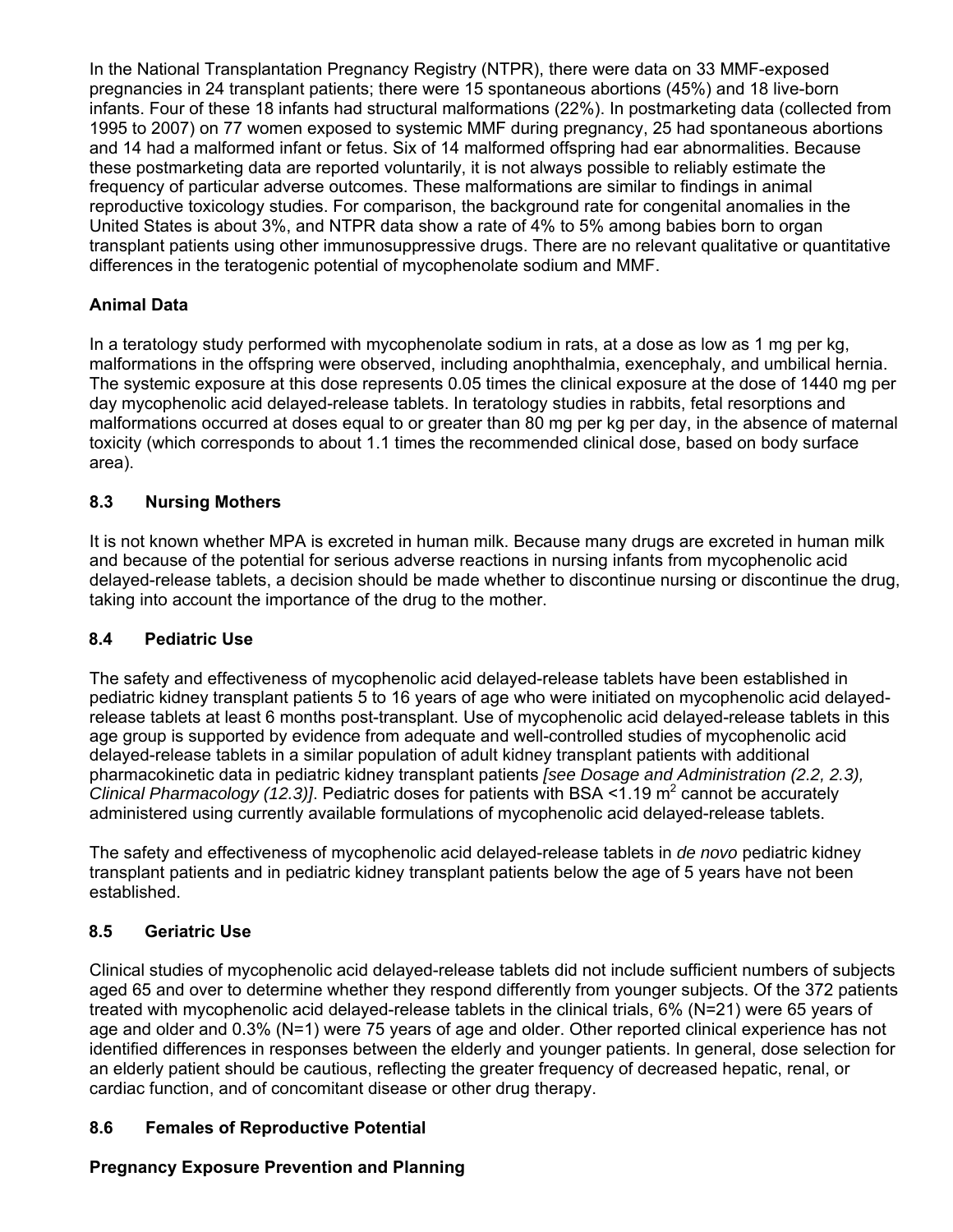In the National Transplantation Pregnancy Registry (NTPR), there were data on 33 MMF-exposed pregnancies in 24 transplant patients; there were 15 spontaneous abortions (45%) and 18 live-born infants. Four of these 18 infants had structural malformations (22%). In postmarketing data (collected from 1995 to 2007) on 77 women exposed to systemic MMF during pregnancy, 25 had spontaneous abortions and 14 had a malformed infant or fetus. Six of 14 malformed offspring had ear abnormalities. Because these postmarketing data are reported voluntarily, it is not always possible to reliably estimate the frequency of particular adverse outcomes. These malformations are similar to findings in animal reproductive toxicology studies. For comparison, the background rate for congenital anomalies in the United States is about 3%, and NTPR data show a rate of 4% to 5% among babies born to organ transplant patients using other immunosuppressive drugs. There are no relevant qualitative or quantitative differences in the teratogenic potential of mycophenolate sodium and MMF.

**Animal Data**

In a teratology study performed with mycophenolate sodium in rats, at a dose as low as 1 mg per kg, malformations in the offspring were observed, including anophthalmia, exencephaly, and umbilical hernia. The systemic exposure at this dose represents 0.05 times the clinical exposure at the dose of 1440 mg per day mycophenolic acid delayed-release tablets. In teratology studies in rabbits, fetal resorptions and malformations occurred at doses equal to or greater than 80 mg per kg per day, in the absence of maternal toxicity (which corresponds to about 1.1 times the recommended clinical dose, based on body surface area).

## 8.3 Nursing Mothers

It is not known whether MPA is excreted in human milk. Because many drugs are excreted in human milk and because of the potential for serious adverse reactions in nursing infants from mycophenolic acid delayed-release tablets, a decision should be made whether to discontinue nursing or discontinue the drug, taking into account the importance of the drug to the mother.

## 8.4 Pediatric Use

The safety and effectiveness of mycophenolic acid delayed-release tablets have been established in pediatric kidney transplant patients 5 to 16 years of age who were initiated on mycophenolic acid delayed-release tablets at least 6 months post-transplant. Use of mycophenolic acid delayed-release tablets in this age group is supported by evidence from adequate and well-controlled studies of mycophenolic acid delayed-release tablets in a similar population of adult kidney transplant patients with additional pharmacokinetic data in pediatric kidney transplant patients *[see Dosage and Administration (2.2, 2.3), Clinical Pharmacology (12.3)]*. Pediatric doses for patients with BSA <1.19 $m^2$ cannot be accurately administered using currently available formulations of mycophenolic acid delayed-release tablets.

The safety and effectiveness of mycophenolic acid delayed-release tablets in *de novo* pediatric kidney transplant patients and in pediatric kidney transplant patients below the age of 5 years have not been established.

## 8.5 Geriatric Use

Clinical studies of mycophenolic acid delayed-release tablets did not include sufficient numbers of subjects aged 65 and over to determine whether they respond differently from younger subjects. Of the 372 patients treated with mycophenolic acid delayed-release tablets in the clinical trials, 6% (N=21) were 65 years of age and older and 0.3% (N=1) were 75 years of age and older. Other reported clinical experience has not identified differences in responses between the elderly and younger patients. In general, dose selection for an elderly patient should be cautious, reflecting the greater frequency of decreased hepatic, renal, or cardiac function, and of concomitant disease or other drug therapy.

## 8.6 Females of Reproductive Potential

**Pregnancy Exposure Prevention and Planning**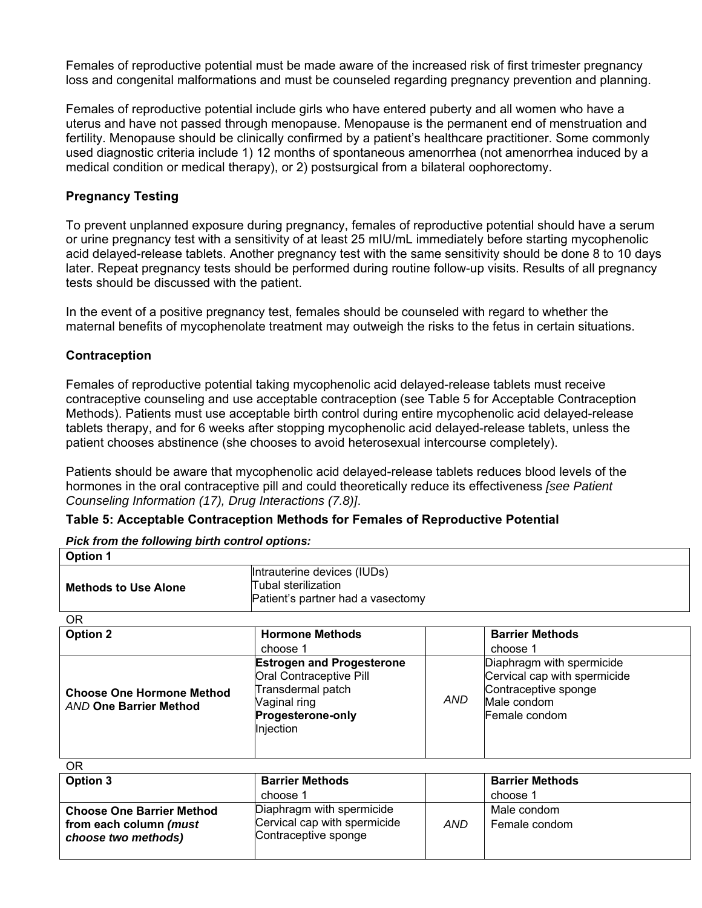Females of reproductive potential must be made aware of the increased risk of first trimester pregnancy loss and congenital malformations and must be counseled regarding pregnancy prevention and planning.

Females of reproductive potential include girls who have entered puberty and all women who have a uterus and have not passed through menopause. Menopause is the permanent end of menstruation and fertility. Menopause should be clinically confirmed by a patient's healthcare practitioner. Some commonly used diagnostic criteria include 1) 12 months of spontaneous amenorrhea (not amenorrhea induced by a medical condition or medical therapy), or 2) postsurgical from a bilateral oophorectomy.

**Pregnancy Testing**

To prevent unplanned exposure during pregnancy, females of reproductive potential should have a serum or urine pregnancy test with a sensitivity of at least 25 mIU/mL immediately before starting mycophenolic acid delayed-release tablets. Another pregnancy test with the same sensitivity should be done 8 to 10 days later. Repeat pregnancy tests should be performed during routine follow-up visits. Results of all pregnancy tests should be discussed with the patient.

In the event of a positive pregnancy test, females should be counseled with regard to whether the maternal benefits of mycophenolate treatment may outweigh the risks to the fetus in certain situations.

**Contraception**

Females of reproductive potential taking mycophenolic acid delayed-release tablets must receive contraceptive counseling and use acceptable contraception (see Table 5 for Acceptable Contraception Methods). Patients must use acceptable birth control during entire mycophenolic acid delayed-release tablets therapy, and for 6 weeks after stopping mycophenolic acid delayed-release tablets, unless the patient chooses abstinence (she chooses to avoid heterosexual intercourse completely).

Patients should be aware that mycophenolic acid delayed-release tablets reduces blood levels of the hormones in the oral contraceptive pill and could theoretically reduce its effectiveness *[see Patient Counseling Information (17), Drug Interactions (7.8)]*.

**Table 5: Acceptable Contraception Methods for Females of Reproductive Potential**

***Pick from the following birth control options:***

| **Option 1** | | | |
|---|---|---|---|
| **Methods to Use Alone** | Intrauterine devices (IUDs)<br>Tubal sterilization<br>Patient's partner had a vasectomy | | |

OR

| **Option 2** | **Hormone Methods**<br>choose 1 | | **Barrier Methods**<br>choose 1 |
|---|---|---|---|
| **Choose One Hormone Method** *AND* **One Barrier Method** | **Estrogen and Progesterone**<br>Oral Contraceptive Pill<br>Transdermal patch<br>Vaginal ring<br>**Progesterone-only**<br>Injection | *AND* | Diaphragm with spermicide<br>Cervical cap with spermicide<br>Contraceptive sponge<br>Male condom<br>Female condom |

OR

| **Option 3** | **Barrier Methods**<br>choose 1 | | **Barrier Methods**<br>choose 1 |
|---|---|---|---|
| **Choose One Barrier Method from each column *(must choose two methods)*** | Diaphragm with spermicide<br>Cervical cap with spermicide<br>Contraceptive sponge | *AND* | Male condom<br>Female condom |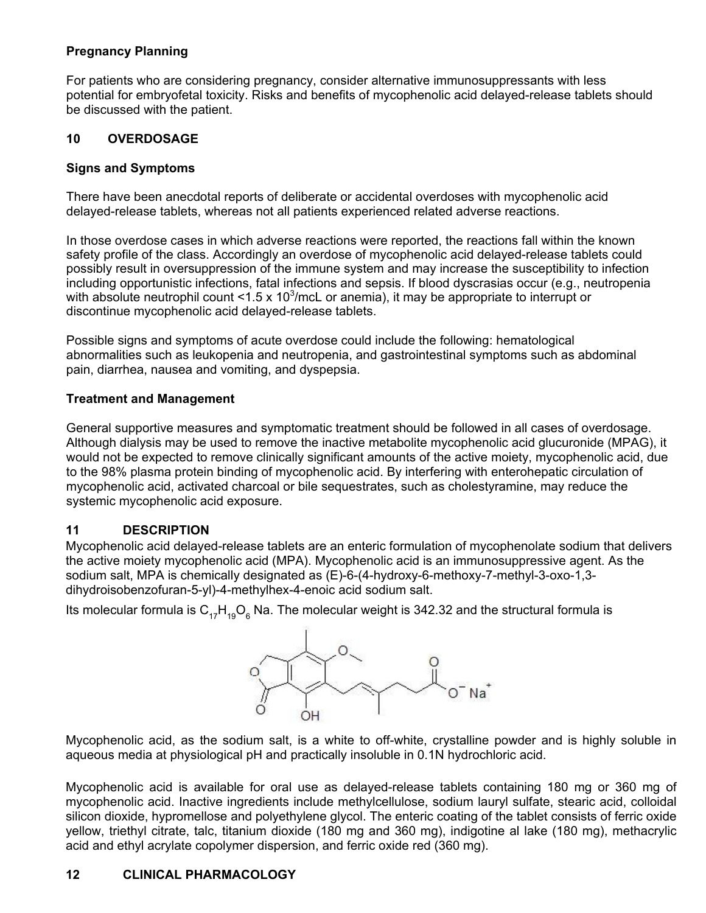**Pregnancy Planning**

For patients who are considering pregnancy, consider alternative immunosuppressants with less potential for embryofetal toxicity. Risks and benefits of mycophenolic acid delayed-release tablets should be discussed with the patient.

## 10 OVERDOSAGE

**Signs and Symptoms**

There have been anecdotal reports of deliberate or accidental overdoses with mycophenolic acid delayed-release tablets, whereas not all patients experienced related adverse reactions.

In those overdose cases in which adverse reactions were reported, the reactions fall within the known safety profile of the class. Accordingly an overdose of mycophenolic acid delayed-release tablets could possibly result in oversuppression of the immune system and may increase the susceptibility to infection including opportunistic infections, fatal infections and sepsis. If blood dyscrasias occur (e.g., neutropenia with absolute neutrophil count <$1.5 \times 10^3$/mcL or anemia), it may be appropriate to interrupt or discontinue mycophenolic acid delayed-release tablets.

Possible signs and symptoms of acute overdose could include the following: hematological abnormalities such as leukopenia and neutropenia, and gastrointestinal symptoms such as abdominal pain, diarrhea, nausea and vomiting, and dyspepsia.

**Treatment and Management**

General supportive measures and symptomatic treatment should be followed in all cases of overdosage. Although dialysis may be used to remove the inactive metabolite mycophenolic acid glucuronide (MPAG), it would not be expected to remove clinically significant amounts of the active moiety, mycophenolic acid, due to the 98% plasma protein binding of mycophenolic acid. By interfering with enterohepatic circulation of mycophenolic acid, activated charcoal or bile sequestrates, such as cholestyramine, may reduce the systemic mycophenolic acid exposure.

## 11 DESCRIPTION

Mycophenolic acid delayed-release tablets are an enteric formulation of mycophenolate sodium that delivers the active moiety mycophenolic acid (MPA). Mycophenolic acid is an immunosuppressive agent. As the sodium salt, MPA is chemically designated as (E)-6-(4-hydroxy-6-methoxy-7-methyl-3-oxo-1,3-dihydroisobenzofuran-5-yl)-4-methylhex-4-enoic acid sodium salt.

Its molecular formula is $C_{17}H_{19}O_6Na$. The molecular weight is 342.32 and the structural formula is

Mycophenolic acid, as the sodium salt, is a white to off-white, crystalline powder and is highly soluble in aqueous media at physiological pH and practically insoluble in 0.1N hydrochloric acid.

Mycophenolic acid is available for oral use as delayed-release tablets containing 180 mg or 360 mg of mycophenolic acid. Inactive ingredients include methylcellulose, sodium lauryl sulfate, stearic acid, colloidal silicon dioxide, hypromellose and polyethylene glycol. The enteric coating of the tablet consists of ferric oxide yellow, triethyl citrate, talc, titanium dioxide (180 mg and 360 mg), indigotine al lake (180 mg), methacrylic acid and ethyl acrylate copolymer dispersion, and ferric oxide red (360 mg).

## 12 CLINICAL PHARMACOLOGY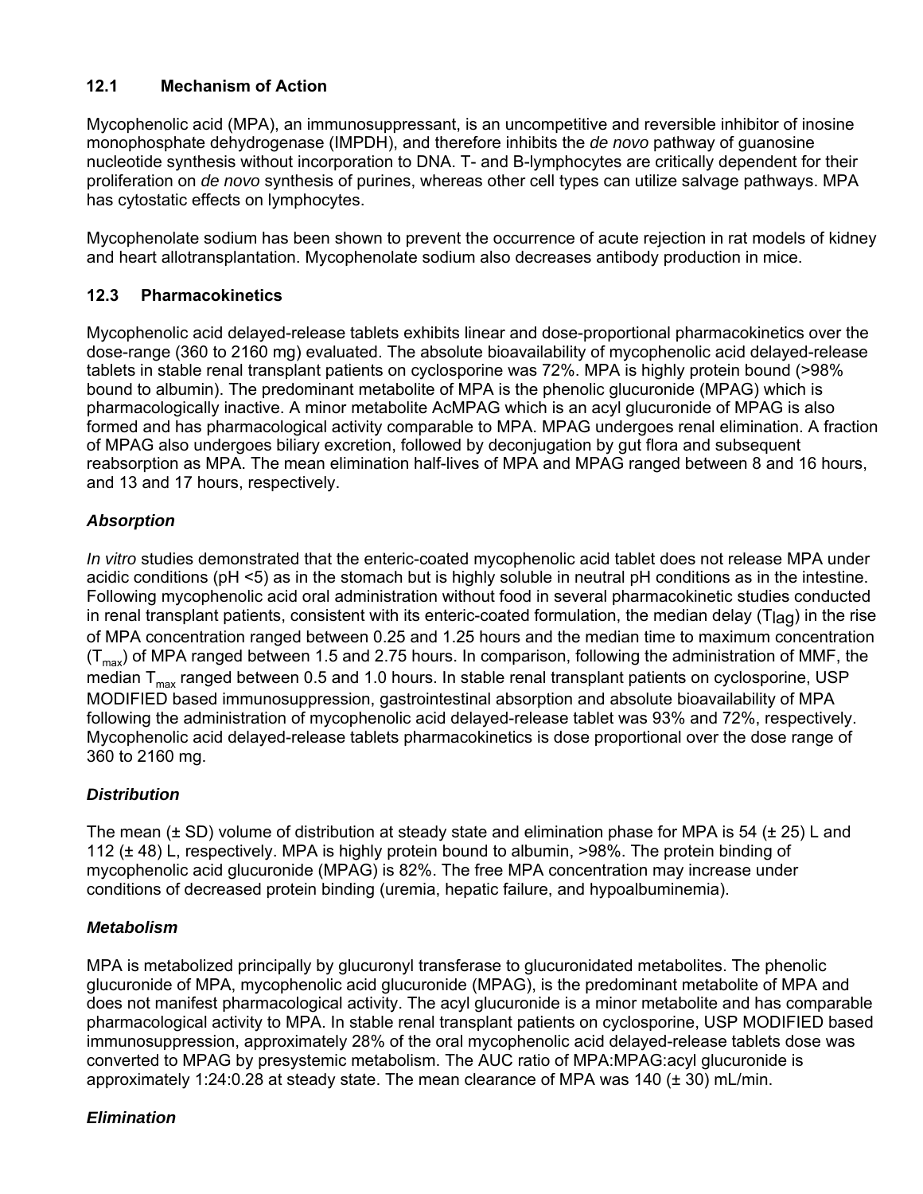### 12.1 Mechanism of Action

Mycophenolic acid (MPA), an immunosuppressant, is an uncompetitive and reversible inhibitor of inosine monophosphate dehydrogenase (IMPDH), and therefore inhibits the *de novo* pathway of guanosine nucleotide synthesis without incorporation to DNA. T- and B-lymphocytes are critically dependent for their proliferation on *de novo* synthesis of purines, whereas other cell types can utilize salvage pathways. MPA has cytostatic effects on lymphocytes.

Mycophenolate sodium has been shown to prevent the occurrence of acute rejection in rat models of kidney and heart allotransplantation. Mycophenolate sodium also decreases antibody production in mice.

### 12.3 Pharmacokinetics

Mycophenolic acid delayed-release tablets exhibits linear and dose-proportional pharmacokinetics over the dose-range (360 to 2160 mg) evaluated. The absolute bioavailability of mycophenolic acid delayed-release tablets in stable renal transplant patients on cyclosporine was 72%. MPA is highly protein bound (>98% bound to albumin). The predominant metabolite of MPA is the phenolic glucuronide (MPAG) which is pharmacologically inactive. A minor metabolite AcMPAG which is an acyl glucuronide of MPAG is also formed and has pharmacological activity comparable to MPA. MPAG undergoes renal elimination. A fraction of MPAG also undergoes biliary excretion, followed by deconjugation by gut flora and subsequent reabsorption as MPA. The mean elimination half-lives of MPA and MPAG ranged between 8 and 16 hours, and 13 and 17 hours, respectively.

#### *Absorption*

*In vitro* studies demonstrated that the enteric-coated mycophenolic acid tablet does not release MPA under acidic conditions (pH <5) as in the stomach but is highly soluble in neutral pH conditions as in the intestine. Following mycophenolic acid oral administration without food in several pharmacokinetic studies conducted in renal transplant patients, consistent with its enteric-coated formulation, the median delay ($T_{lag}$) in the rise of MPA concentration ranged between 0.25 and 1.25 hours and the median time to maximum concentration ($T_{max}$) of MPA ranged between 1.5 and 2.75 hours. In comparison, following the administration of MMF, the median $T_{max}$ ranged between 0.5 and 1.0 hours. In stable renal transplant patients on cyclosporine, USP MODIFIED based immunosuppression, gastrointestinal absorption and absolute bioavailability of MPA following the administration of mycophenolic acid delayed-release tablet was 93% and 72%, respectively. Mycophenolic acid delayed-release tablets pharmacokinetics is dose proportional over the dose range of 360 to 2160 mg.

#### *Distribution*

The mean (± SD) volume of distribution at steady state and elimination phase for MPA is 54 (± 25) L and 112 (± 48) L, respectively. MPA is highly protein bound to albumin, >98%. The protein binding of mycophenolic acid glucuronide (MPAG) is 82%. The free MPA concentration may increase under conditions of decreased protein binding (uremia, hepatic failure, and hypoalbuminemia).

#### *Metabolism*

MPA is metabolized principally by glucuronyl transferase to glucuronidated metabolites. The phenolic glucuronide of MPA, mycophenolic acid glucuronide (MPAG), is the predominant metabolite of MPA and does not manifest pharmacological activity. The acyl glucuronide is a minor metabolite and has comparable pharmacological activity to MPA. In stable renal transplant patients on cyclosporine, USP MODIFIED based immunosuppression, approximately 28% of the oral mycophenolic acid delayed-release tablets dose was converted to MPAG by presystemic metabolism. The AUC ratio of MPA:MPAG:acyl glucuronide is approximately 1:24:0.28 at steady state. The mean clearance of MPA was 140 (± 30) mL/min.

#### *Elimination*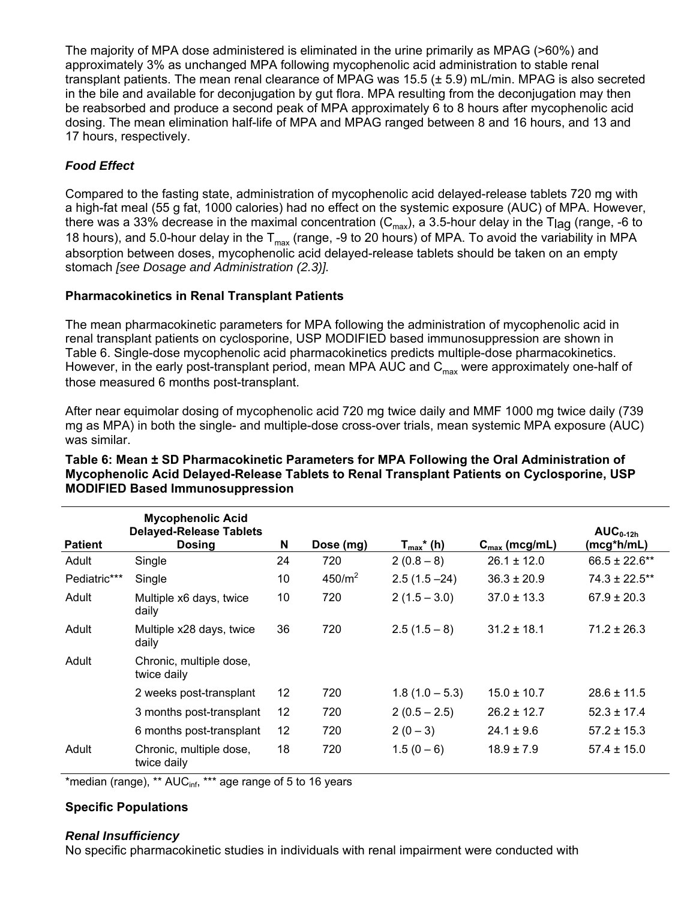The majority of MPA dose administered is eliminated in the urine primarily as MPAG (>60%) and approximately 3% as unchanged MPA following mycophenolic acid administration to stable renal transplant patients. The mean renal clearance of MPAG was 15.5 (± 5.9) mL/min. MPAG is also secreted in the bile and available for deconjugation by gut flora. MPA resulting from the deconjugation may then be reabsorbed and produce a second peak of MPA approximately 6 to 8 hours after mycophenolic acid dosing. The mean elimination half-life of MPA and MPAG ranged between 8 and 16 hours, and 13 and 17 hours, respectively.

***Food Effect***

Compared to the fasting state, administration of mycophenolic acid delayed-release tablets 720 mg with a high-fat meal (55 g fat, 1000 calories) had no effect on the systemic exposure (AUC) of MPA. However, there was a 33% decrease in the maximal concentration ($C_{max}$), a 3.5-hour delay in the $T_{lag}$ (range, -6 to 18 hours), and 5.0-hour delay in the $T_{max}$ (range, -9 to 20 hours) of MPA. To avoid the variability in MPA absorption between doses, mycophenolic acid delayed-release tablets should be taken on an empty stomach *[see Dosage and Administration (2.3)]*.

**Pharmacokinetics in Renal Transplant Patients**

The mean pharmacokinetic parameters for MPA following the administration of mycophenolic acid in renal transplant patients on cyclosporine, USP MODIFIED based immunosuppression are shown in Table 6. Single-dose mycophenolic acid pharmacokinetics predicts multiple-dose pharmacokinetics. However, in the early post-transplant period, mean MPA AUC and $C_{max}$ were approximately one-half of those measured 6 months post-transplant.

After near equimolar dosing of mycophenolic acid 720 mg twice daily and MMF 1000 mg twice daily (739 mg as MPA) in both the single- and multiple-dose cross-over trials, mean systemic MPA exposure (AUC) was similar.

**Table 6: Mean ± SD Pharmacokinetic Parameters for MPA Following the Oral Administration of Mycophenolic Acid Delayed-Release Tablets to Renal Transplant Patients on Cyclosporine, USP MODIFIED Based Immunosuppression**

| Patient | Mycophenolic Acid Delayed-Release Tablets Dosing | N | Dose (mg) | $T_{max}$* (h) | $C_{max}$ (mcg/mL) | $AUC_{0-12h}$ (mcg*h/mL) |
|---|---|---|---|---|---|---|
| Adult | Single | 24 | 720 | 2 (0.8 – 8) | 26.1 ± 12.0 | 66.5 ± 22.6** |
| Pediatric*** | Single | 10 | 450/m$^2$ | 2.5 (1.5 –24) | 36.3 ± 20.9 | 74.3 ± 22.5** |
| Adult | Multiple x6 days, twice daily | 10 | 720 | 2 (1.5 – 3.0) | 37.0 ± 13.3 | 67.9 ± 20.3 |
| Adult | Multiple x28 days, twice daily | 36 | 720 | 2.5 (1.5 – 8) | 31.2 ± 18.1 | 71.2 ± 26.3 |
| Adult | Chronic, multiple dose, twice daily | | | | | |
| | 2 weeks post-transplant | 12 | 720 | 1.8 (1.0 – 5.3) | 15.0 ± 10.7 | 28.6 ± 11.5 |
| | 3 months post-transplant | 12 | 720 | 2 (0.5 – 2.5) | 26.2 ± 12.7 | 52.3 ± 17.4 |
| | 6 months post-transplant | 12 | 720 | 2 (0 – 3) | 24.1 ± 9.6 | 57.2 ± 15.3 |
| Adult | Chronic, multiple dose, twice daily | 18 | 720 | 1.5 (0 – 6) | 18.9 ± 7.9 | 57.4 ± 15.0 |

*median (range), ** $AUC_{inf}$, *** age range of 5 to 16 years

**Specific Populations**

***Renal Insufficiency***

No specific pharmacokinetic studies in individuals with renal impairment were conducted with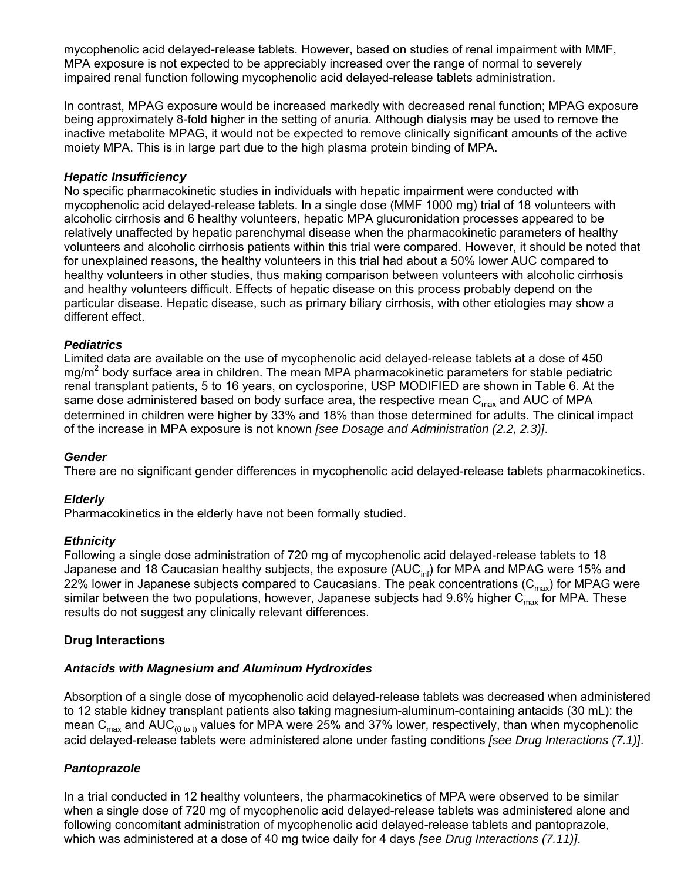mycophenolic acid delayed-release tablets. However, based on studies of renal impairment with MMF, MPA exposure is not expected to be appreciably increased over the range of normal to severely impaired renal function following mycophenolic acid delayed-release tablets administration.

In contrast, MPAG exposure would be increased markedly with decreased renal function; MPAG exposure being approximately 8-fold higher in the setting of anuria. Although dialysis may be used to remove the inactive metabolite MPAG, it would not be expected to remove clinically significant amounts of the active moiety MPA. This is in large part due to the high plasma protein binding of MPA.

***Hepatic Insufficiency***

No specific pharmacokinetic studies in individuals with hepatic impairment were conducted with mycophenolic acid delayed-release tablets. In a single dose (MMF 1000 mg) trial of 18 volunteers with alcoholic cirrhosis and 6 healthy volunteers, hepatic MPA glucuronidation processes appeared to be relatively unaffected by hepatic parenchymal disease when the pharmacokinetic parameters of healthy volunteers and alcoholic cirrhosis patients within this trial were compared. However, it should be noted that for unexplained reasons, the healthy volunteers in this trial had about a 50% lower AUC compared to healthy volunteers in other studies, thus making comparison between volunteers with alcoholic cirrhosis and healthy volunteers difficult. Effects of hepatic disease on this process probably depend on the particular disease. Hepatic disease, such as primary biliary cirrhosis, with other etiologies may show a different effect.

***Pediatrics***

Limited data are available on the use of mycophenolic acid delayed-release tablets at a dose of 450 $mg/m^2$ body surface area in children. The mean MPA pharmacokinetic parameters for stable pediatric renal transplant patients, 5 to 16 years, on cyclosporine, USP MODIFIED are shown in Table 6. At the same dose administered based on body surface area, the respective mean $C_{max}$ and AUC of MPA determined in children were higher by 33% and 18% than those determined for adults. The clinical impact of the increase in MPA exposure is not known *[see Dosage and Administration (2.2, 2.3)]*.

***Gender***

There are no significant gender differences in mycophenolic acid delayed-release tablets pharmacokinetics.

***Elderly***

Pharmacokinetics in the elderly have not been formally studied.

***Ethnicity***

Following a single dose administration of 720 mg of mycophenolic acid delayed-release tablets to 18 Japanese and 18 Caucasian healthy subjects, the exposure ($AUC_{inf}$) for MPA and MPAG were 15% and 22% lower in Japanese subjects compared to Caucasians. The peak concentrations ($C_{max}$) for MPAG were similar between the two populations, however, Japanese subjects had 9.6% higher $C_{max}$ for MPA. These results do not suggest any clinically relevant differences.

**Drug Interactions**

***Antacids with Magnesium and Aluminum Hydroxides***

Absorption of a single dose of mycophenolic acid delayed-release tablets was decreased when administered to 12 stable kidney transplant patients also taking magnesium-aluminum-containing antacids (30 mL): the mean $C_{max}$ and $AUC_{(0\ to\ t)}$ values for MPA were 25% and 37% lower, respectively, than when mycophenolic acid delayed-release tablets were administered alone under fasting conditions *[see Drug Interactions (7.1)]*.

***Pantoprazole***

In a trial conducted in 12 healthy volunteers, the pharmacokinetics of MPA were observed to be similar when a single dose of 720 mg of mycophenolic acid delayed-release tablets was administered alone and following concomitant administration of mycophenolic acid delayed-release tablets and pantoprazole, which was administered at a dose of 40 mg twice daily for 4 days *[see Drug Interactions (7.11)]*.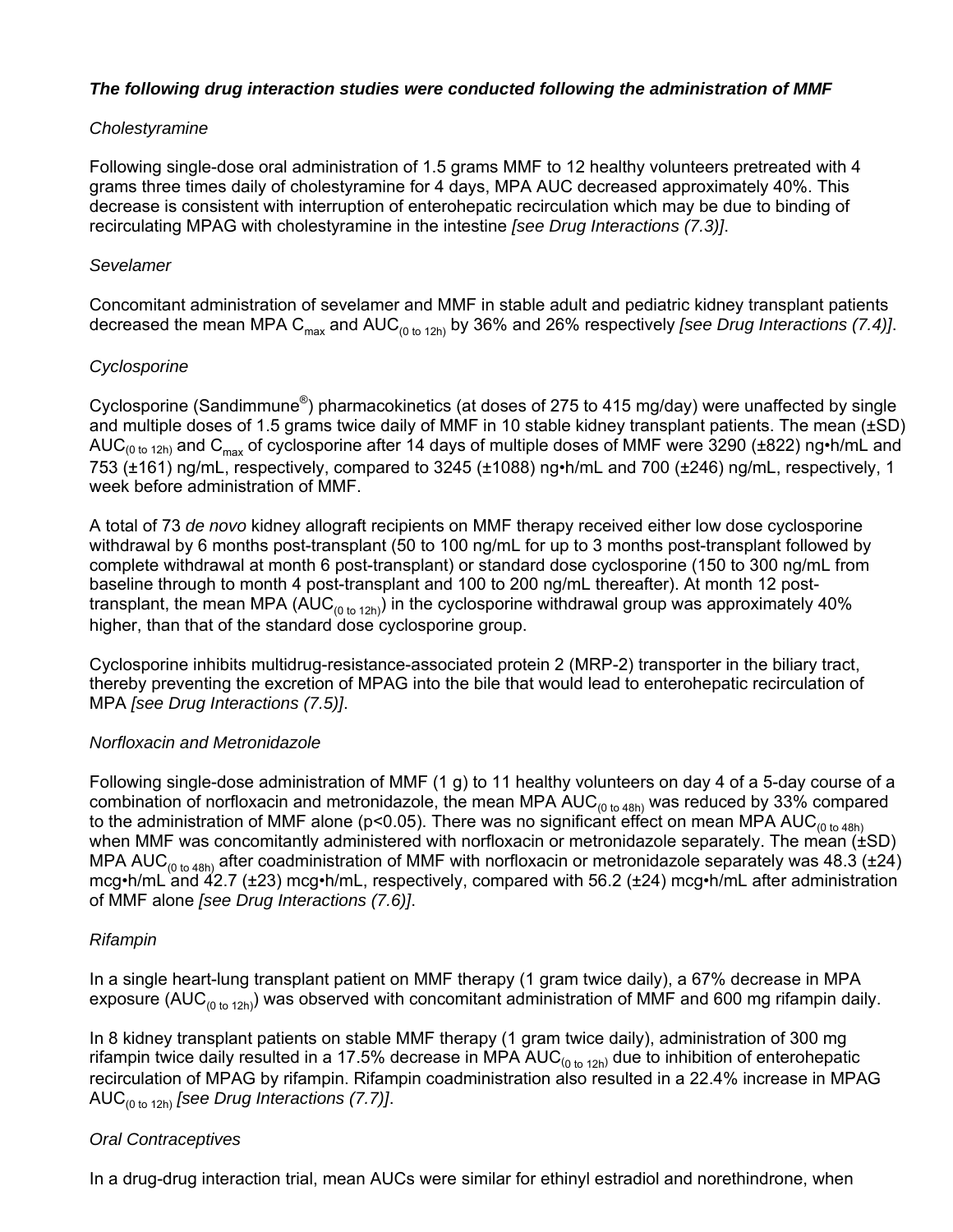***The following drug interaction studies were conducted following the administration of MMF***

*Cholestyramine*

Following single-dose oral administration of 1.5 grams MMF to 12 healthy volunteers pretreated with 4 grams three times daily of cholestyramine for 4 days, MPA AUC decreased approximately 40%. This decrease is consistent with interruption of enterohepatic recirculation which may be due to binding of recirculating MPAG with cholestyramine in the intestine *[see Drug Interactions (7.3)]*.

*Sevelamer*

Concomitant administration of sevelamer and MMF in stable adult and pediatric kidney transplant patients decreased the mean MPA $C_{max}$ and $AUC_{(0 \text{ to } 12h)}$ by 36% and 26% respectively *[see Drug Interactions (7.4)]*.

*Cyclosporine*

Cyclosporine (Sandimmune®) pharmacokinetics (at doses of 275 to 415 mg/day) were unaffected by single and multiple doses of 1.5 grams twice daily of MMF in 10 stable kidney transplant patients. The mean (±SD) $AUC_{(0 \text{ to } 12h)}$ and $C_{max}$ of cyclosporine after 14 days of multiple doses of MMF were 3290 (±822) ng•h/mL and 753 (±161) ng/mL, respectively, compared to 3245 (±1088) ng•h/mL and 700 (±246) ng/mL, respectively, 1 week before administration of MMF.

A total of 73 *de novo* kidney allograft recipients on MMF therapy received either low dose cyclosporine withdrawal by 6 months post-transplant (50 to 100 ng/mL for up to 3 months post-transplant followed by complete withdrawal at month 6 post-transplant) or standard dose cyclosporine (150 to 300 ng/mL from baseline through to month 4 post-transplant and 100 to 200 ng/mL thereafter). At month 12 post-transplant, the mean MPA ($AUC_{(0 \text{ to } 12h)}$) in the cyclosporine withdrawal group was approximately 40% higher, than that of the standard dose cyclosporine group.

Cyclosporine inhibits multidrug-resistance-associated protein 2 (MRP-2) transporter in the biliary tract, thereby preventing the excretion of MPAG into the bile that would lead to enterohepatic recirculation of MPA *[see Drug Interactions (7.5)]*.

*Norfloxacin and Metronidazole*

Following single-dose administration of MMF (1 g) to 11 healthy volunteers on day 4 of a 5-day course of a combination of norfloxacin and metronidazole, the mean MPA $AUC_{(0 \text{ to } 48h)}$ was reduced by 33% compared to the administration of MMF alone ($p<0.05$). There was no significant effect on mean MPA $AUC_{(0 \text{ to } 48h)}$ when MMF was concomitantly administered with norfloxacin or metronidazole separately. The mean (±SD) MPA $AUC_{(0 \text{ to } 48h)}$ after coadministration of MMF with norfloxacin or metronidazole separately was 48.3 (±24) mcg•h/mL and 42.7 (±23) mcg•h/mL, respectively, compared with 56.2 (±24) mcg•h/mL after administration of MMF alone *[see Drug Interactions (7.6)]*.

*Rifampin*

In a single heart-lung transplant patient on MMF therapy (1 gram twice daily), a 67% decrease in MPA exposure ($AUC_{(0 \text{ to } 12h)}$) was observed with concomitant administration of MMF and 600 mg rifampin daily.

In 8 kidney transplant patients on stable MMF therapy (1 gram twice daily), administration of 300 mg rifampin twice daily resulted in a 17.5% decrease in MPA $AUC_{(0 \text{ to } 12h)}$ due to inhibition of enterohepatic recirculation of MPAG by rifampin. Rifampin coadministration also resulted in a 22.4% increase in MPAG $AUC_{(0 \text{ to } 12h)}$ *[see Drug Interactions (7.7)]*.

*Oral Contraceptives*

In a drug-drug interaction trial, mean AUCs were similar for ethinyl estradiol and norethindrone, when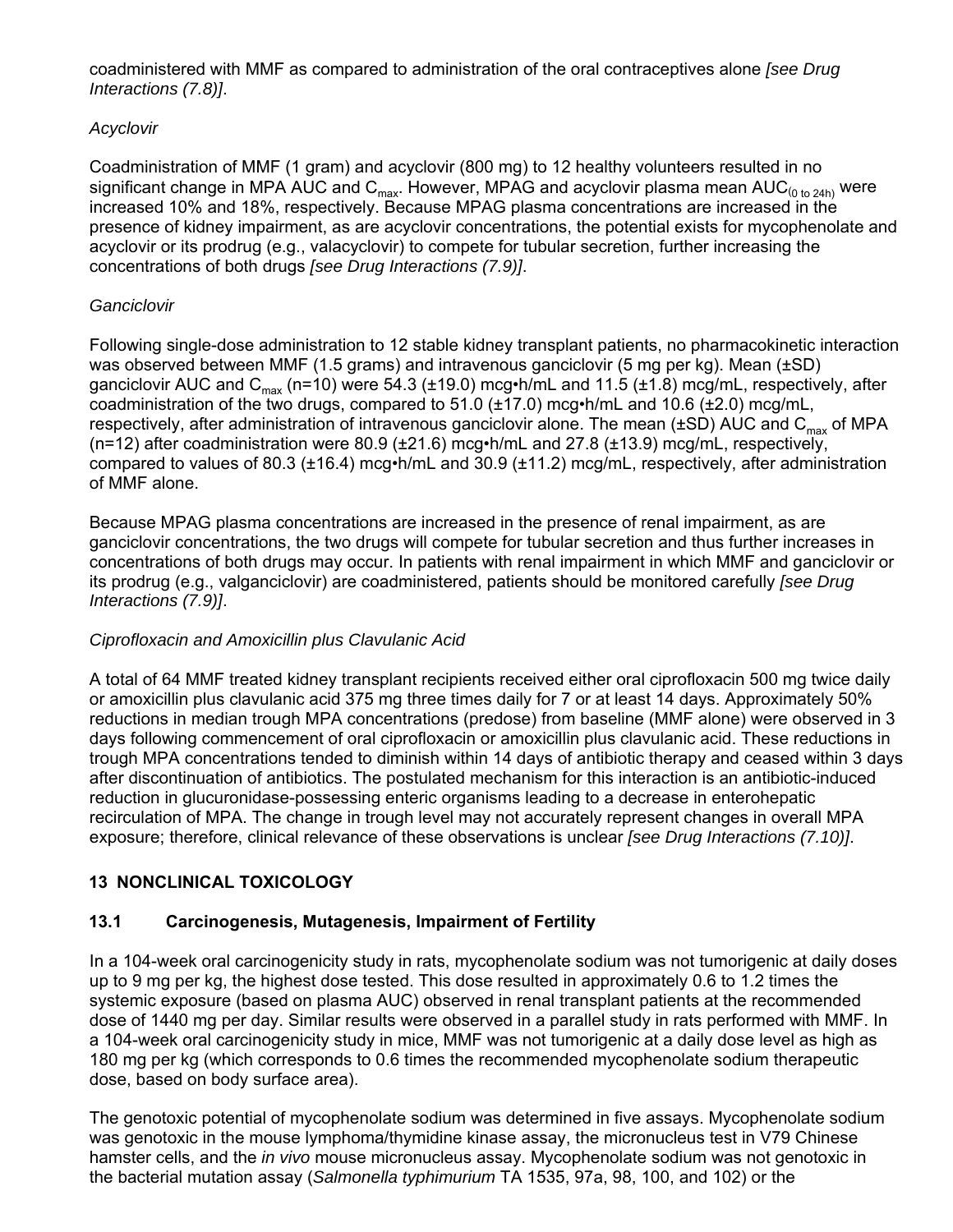coadministered with MMF as compared to administration of the oral contraceptives alone *[see Drug Interactions (7.8)]*.

*Acyclovir*

Coadministration of MMF (1 gram) and acyclovir (800 mg) to 12 healthy volunteers resulted in no significant change in MPA AUC and $C_{max}$. However, MPAG and acyclovir plasma mean $AUC_{(0\ to\ 24h)}$ were increased 10% and 18%, respectively. Because MPAG plasma concentrations are increased in the presence of kidney impairment, as are acyclovir concentrations, the potential exists for mycophenolate and acyclovir or its prodrug (e.g., valacyclovir) to compete for tubular secretion, further increasing the concentrations of both drugs *[see Drug Interactions (7.9)]*.

*Ganciclovir*

Following single-dose administration to 12 stable kidney transplant patients, no pharmacokinetic interaction was observed between MMF (1.5 grams) and intravenous ganciclovir (5 mg per kg). Mean (±SD) ganciclovir AUC and $C_{max}$ (n=10) were 54.3 (±19.0) mcg•h/mL and 11.5 (±1.8) mcg/mL, respectively, after coadministration of the two drugs, compared to 51.0 (±17.0) mcg•h/mL and 10.6 (±2.0) mcg/mL, respectively, after administration of intravenous ganciclovir alone. The mean (±SD) AUC and $C_{max}$ of MPA (n=12) after coadministration were 80.9 (±21.6) mcg•h/mL and 27.8 (±13.9) mcg/mL, respectively, compared to values of 80.3 (±16.4) mcg•h/mL and 30.9 (±11.2) mcg/mL, respectively, after administration of MMF alone.

Because MPAG plasma concentrations are increased in the presence of renal impairment, as are ganciclovir concentrations, the two drugs will compete for tubular secretion and thus further increases in concentrations of both drugs may occur. In patients with renal impairment in which MMF and ganciclovir or its prodrug (e.g., valganciclovir) are coadministered, patients should be monitored carefully *[see Drug Interactions (7.9)]*.

*Ciprofloxacin and Amoxicillin plus Clavulanic Acid*

A total of 64 MMF treated kidney transplant recipients received either oral ciprofloxacin 500 mg twice daily or amoxicillin plus clavulanic acid 375 mg three times daily for 7 or at least 14 days. Approximately 50% reductions in median trough MPA concentrations (predose) from baseline (MMF alone) were observed in 3 days following commencement of oral ciprofloxacin or amoxicillin plus clavulanic acid. These reductions in trough MPA concentrations tended to diminish within 14 days of antibiotic therapy and ceased within 3 days after discontinuation of antibiotics. The postulated mechanism for this interaction is an antibiotic-induced reduction in glucuronidase-possessing enteric organisms leading to a decrease in enterohepatic recirculation of MPA. The change in trough level may not accurately represent changes in overall MPA exposure; therefore, clinical relevance of these observations is unclear *[see Drug Interactions (7.10)]*.

## 13 NONCLINICAL TOXICOLOGY

### 13.1 Carcinogenesis, Mutagenesis, Impairment of Fertility

In a 104-week oral carcinogenicity study in rats, mycophenolate sodium was not tumorigenic at daily doses up to 9 mg per kg, the highest dose tested. This dose resulted in approximately 0.6 to 1.2 times the systemic exposure (based on plasma AUC) observed in renal transplant patients at the recommended dose of 1440 mg per day. Similar results were observed in a parallel study in rats performed with MMF. In a 104-week oral carcinogenicity study in mice, MMF was not tumorigenic at a daily dose level as high as 180 mg per kg (which corresponds to 0.6 times the recommended mycophenolate sodium therapeutic dose, based on body surface area).

The genotoxic potential of mycophenolate sodium was determined in five assays. Mycophenolate sodium was genotoxic in the mouse lymphoma/thymidine kinase assay, the micronucleus test in V79 Chinese hamster cells, and the *in vivo* mouse micronucleus assay. Mycophenolate sodium was not genotoxic in the bacterial mutation assay (*Salmonella typhimurium* TA 1535, 97a, 98, 100, and 102) or the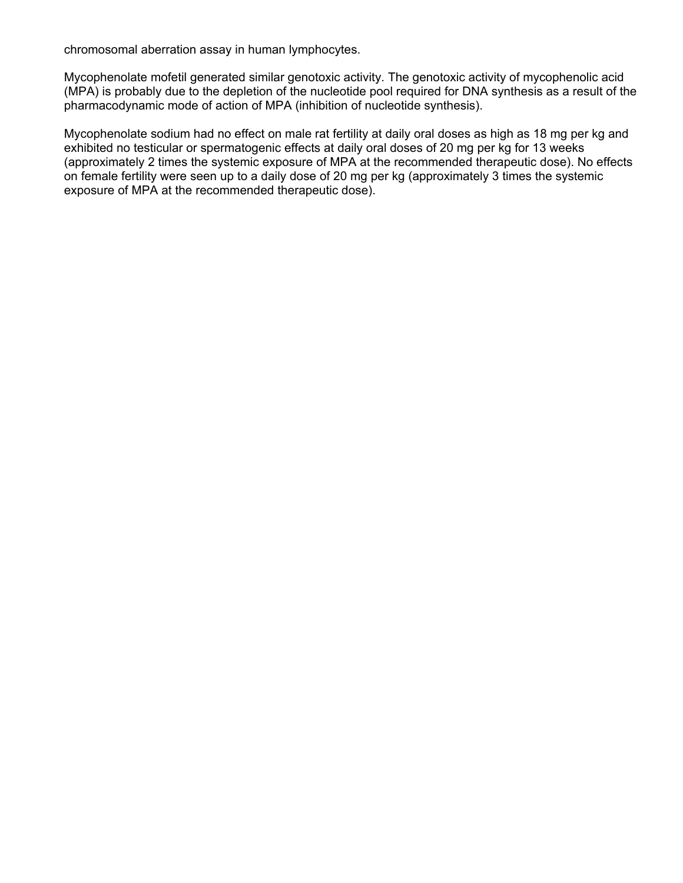chromosomal aberration assay in human lymphocytes.

Mycophenolate mofetil generated similar genotoxic activity. The genotoxic activity of mycophenolic acid (MPA) is probably due to the depletion of the nucleotide pool required for DNA synthesis as a result of the pharmacodynamic mode of action of MPA (inhibition of nucleotide synthesis).

Mycophenolate sodium had no effect on male rat fertility at daily oral doses as high as 18 mg per kg and exhibited no testicular or spermatogenic effects at daily oral doses of 20 mg per kg for 13 weeks (approximately 2 times the systemic exposure of MPA at the recommended therapeutic dose). No effects on female fertility were seen up to a daily dose of 20 mg per kg (approximately 3 times the systemic exposure of MPA at the recommended therapeutic dose).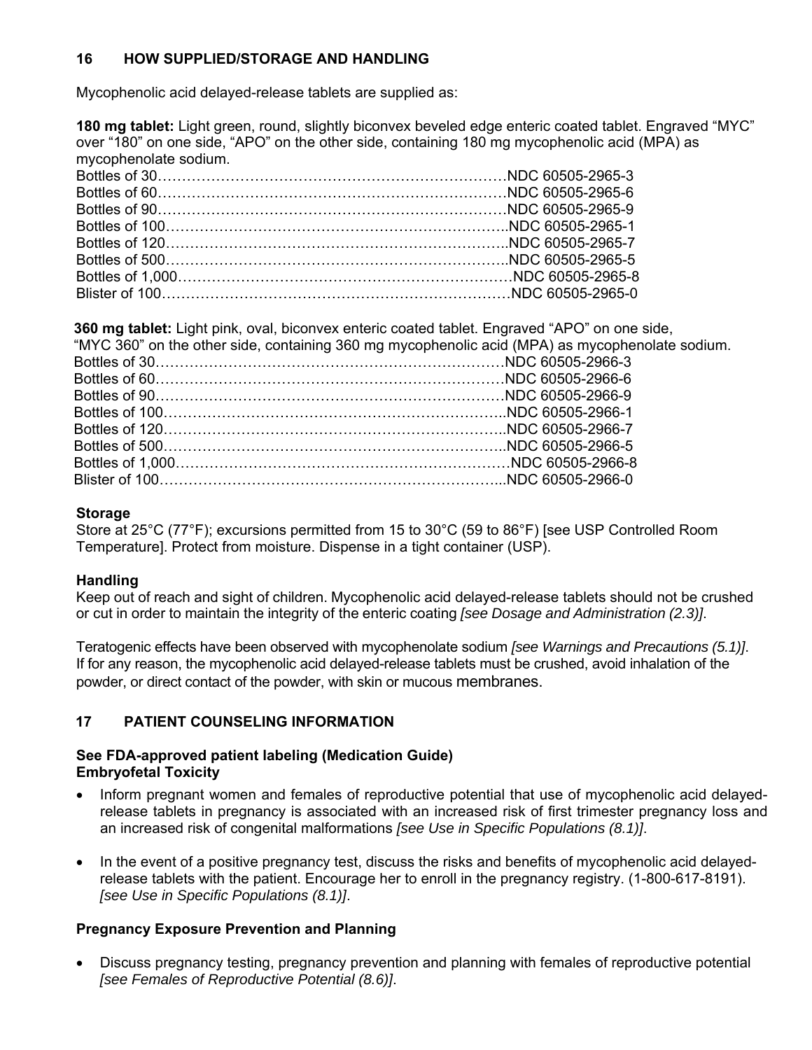## 16 HOW SUPPLIED/STORAGE AND HANDLING

Mycophenolic acid delayed-release tablets are supplied as:

**180 mg tablet:** Light green, round, slightly biconvex beveled edge enteric coated tablet. Engraved “MYC” over “180” on one side, “APO” on the other side, containing 180 mg mycophenolic acid (MPA) as mycophenolate sodium.

Bottles of 30……………………………………………………………NDC 60505-2965-3
Bottles of 60……………………………………………………………NDC 60505-2965-6
Bottles of 90……………………………………………………………NDC 60505-2965-9
Bottles of 100…………………………………………………………..NDC 60505-2965-1
Bottles of 120…………………………………………………………..NDC 60505-2965-7
Bottles of 500…………………………………………………………..NDC 60505-2965-5
Bottles of 1,000…………………………………………………………NDC 60505-2965-8
Blister of 100……………………………………………………………NDC 60505-2965-0

**360 mg tablet:** Light pink, oval, biconvex enteric coated tablet. Engraved “APO” on one side, “MYC 360” on the other side, containing 360 mg mycophenolic acid (MPA) as mycophenolate sodium.

Bottles of 30……………………………………………………………NDC 60505-2966-3
Bottles of 60……………………………………………………………NDC 60505-2966-6
Bottles of 90……………………………………………………………NDC 60505-2966-9
Bottles of 100…………………………………………………………..NDC 60505-2966-1
Bottles of 120…………………………………………………………..NDC 60505-2966-7
Bottles of 500…………………………………………………………..NDC 60505-2966-5
Bottles of 1,000…………………………………………………………NDC 60505-2966-8
Blister of 100…………………………………………………………...NDC 60505-2966-0

**Storage**

Store at 25°C (77°F); excursions permitted from 15 to 30°C (59 to 86°F) [see USP Controlled Room Temperature]. Protect from moisture. Dispense in a tight container (USP).

**Handling**

Keep out of reach and sight of children. Mycophenolic acid delayed-release tablets should not be crushed or cut in order to maintain the integrity of the enteric coating *[see Dosage and Administration (2.3)]*.

Teratogenic effects have been observed with mycophenolate sodium *[see Warnings and Precautions (5.1)]*. If for any reason, the mycophenolic acid delayed-release tablets must be crushed, avoid inhalation of the powder, or direct contact of the powder, with skin or mucous membranes.

## 17 PATIENT COUNSELING INFORMATION

**See FDA-approved patient labeling (Medication Guide)**
**Embryofetal Toxicity**

- Inform pregnant women and females of reproductive potential that use of mycophenolic acid delayed-release tablets in pregnancy is associated with an increased risk of first trimester pregnancy loss and an increased risk of congenital malformations *[see Use in Specific Populations (8.1)]*.
- In the event of a positive pregnancy test, discuss the risks and benefits of mycophenolic acid delayed-release tablets with the patient. Encourage her to enroll in the pregnancy registry. (1-800-617-8191). *[see Use in Specific Populations (8.1)]*.

**Pregnancy Exposure Prevention and Planning**

- Discuss pregnancy testing, pregnancy prevention and planning with females of reproductive potential *[see Females of Reproductive Potential (8.6)]*.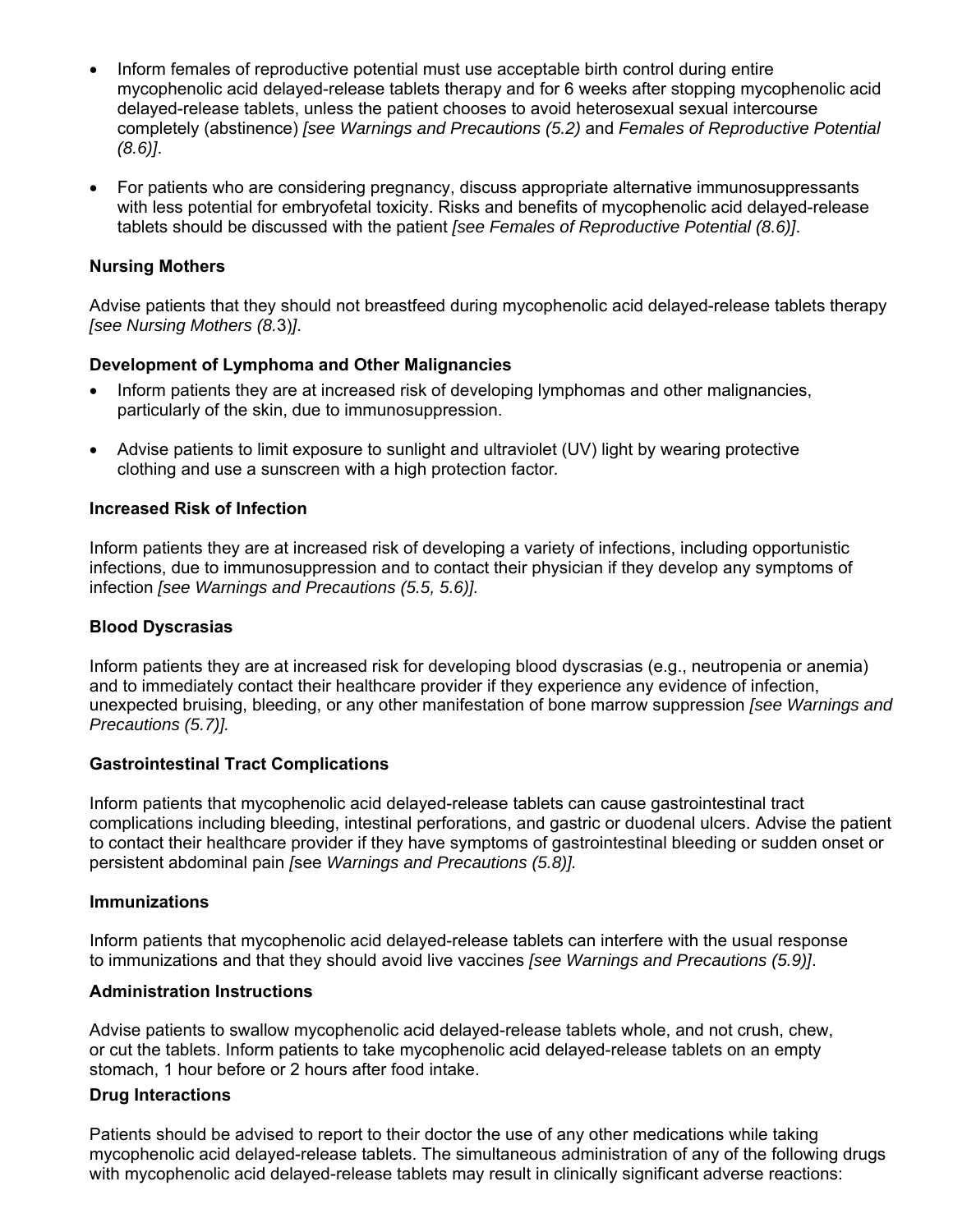- Inform females of reproductive potential must use acceptable birth control during entire mycophenolic acid delayed-release tablets therapy and for 6 weeks after stopping mycophenolic acid delayed-release tablets, unless the patient chooses to avoid heterosexual sexual intercourse completely (abstinence) *[see Warnings and Precautions (5.2)* and *Females of Reproductive Potential (8.6)]*.
- For patients who are considering pregnancy, discuss appropriate alternative immunosuppressants with less potential for embryofetal toxicity. Risks and benefits of mycophenolic acid delayed-release tablets should be discussed with the patient *[see Females of Reproductive Potential (8.6)]*.

**Nursing Mothers**

Advise patients that they should not breastfeed during mycophenolic acid delayed-release tablets therapy *[see Nursing Mothers (8.3)]*.

**Development of Lymphoma and Other Malignancies**

- Inform patients they are at increased risk of developing lymphomas and other malignancies, particularly of the skin, due to immunosuppression.
- Advise patients to limit exposure to sunlight and ultraviolet (UV) light by wearing protective clothing and use a sunscreen with a high protection factor.

**Increased Risk of Infection**

Inform patients they are at increased risk of developing a variety of infections, including opportunistic infections, due to immunosuppression and to contact their physician if they develop any symptoms of infection *[see Warnings and Precautions (5.5, 5.6)].*

**Blood Dyscrasias**

Inform patients they are at increased risk for developing blood dyscrasias (e.g., neutropenia or anemia) and to immediately contact their healthcare provider if they experience any evidence of infection, unexpected bruising, bleeding, or any other manifestation of bone marrow suppression *[see Warnings and Precautions (5.7)].*

**Gastrointestinal Tract Complications**

Inform patients that mycophenolic acid delayed-release tablets can cause gastrointestinal tract complications including bleeding, intestinal perforations, and gastric or duodenal ulcers. Advise the patient to contact their healthcare provider if they have symptoms of gastrointestinal bleeding or sudden onset or persistent abdominal pain *[see Warnings and Precautions (5.8)].*

**Immunizations**

Inform patients that mycophenolic acid delayed-release tablets can interfere with the usual response to immunizations and that they should avoid live vaccines *[see Warnings and Precautions (5.9)]*.

**Administration Instructions**

Advise patients to swallow mycophenolic acid delayed-release tablets whole, and not crush, chew, or cut the tablets. Inform patients to take mycophenolic acid delayed-release tablets on an empty stomach, 1 hour before or 2 hours after food intake.

**Drug Interactions**

Patients should be advised to report to their doctor the use of any other medications while taking mycophenolic acid delayed-release tablets. The simultaneous administration of any of the following drugs with mycophenolic acid delayed-release tablets may result in clinically significant adverse reactions: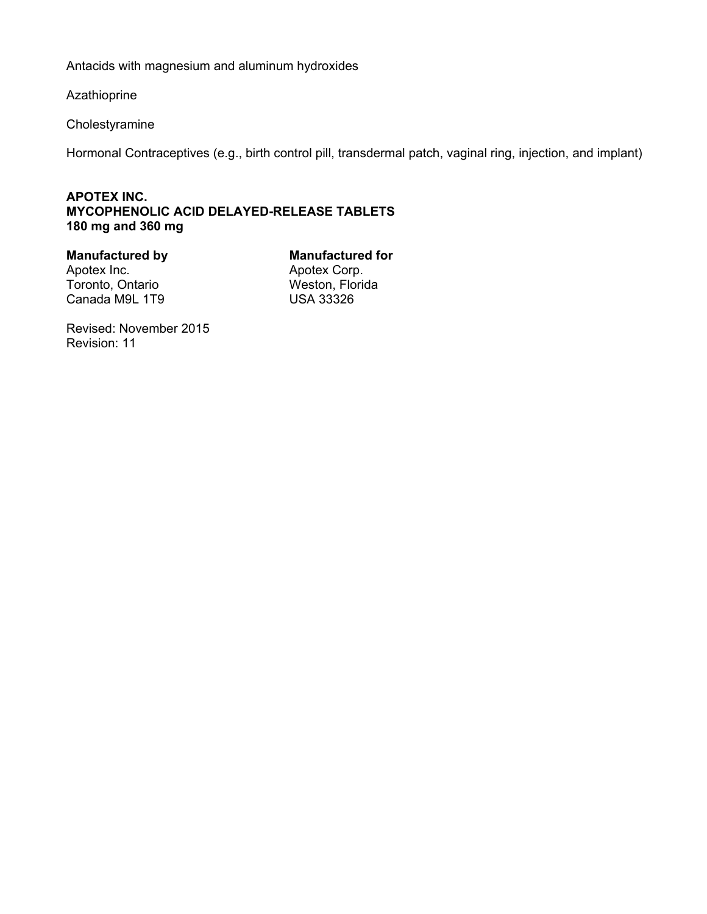Antacids with magnesium and aluminum hydroxides

Azathioprine

Cholestyramine

Hormonal Contraceptives (e.g., birth control pill, transdermal patch, vaginal ring, injection, and implant)

**APOTEX INC.**
**MYCOPHENOLIC ACID DELAYED-RELEASE TABLETS**
**180 mg and 360 mg**

**Manufactured by**
Apotex Inc.
Toronto, Ontario
Canada M9L 1T9

**Manufactured for**
Apotex Corp.
Weston, Florida
USA 33326

Revised: November 2015
Revision: 11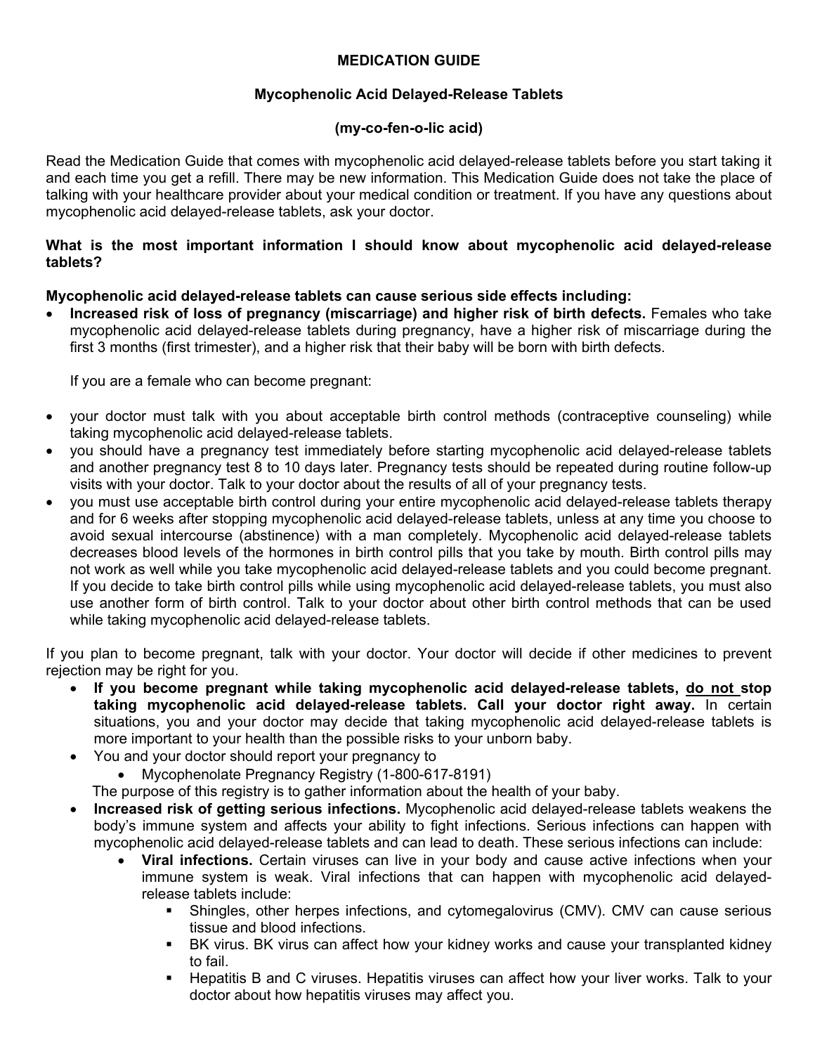**MEDICATION GUIDE**

**Mycophenolic Acid Delayed-Release Tablets**

**(my-co-fen-o-lic acid)**

Read the Medication Guide that comes with mycophenolic acid delayed-release tablets before you start taking it and each time you get a refill. There may be new information. This Medication Guide does not take the place of talking with your healthcare provider about your medical condition or treatment. If you have any questions about mycophenolic acid delayed-release tablets, ask your doctor.

**What is the most important information I should know about mycophenolic acid delayed-release tablets?**

**Mycophenolic acid delayed-release tablets can cause serious side effects including:**

- **Increased risk of loss of pregnancy (miscarriage) and higher risk of birth defects.** Females who take mycophenolic acid delayed-release tablets during pregnancy, have a higher risk of miscarriage during the first 3 months (first trimester), and a higher risk that their baby will be born with birth defects.

  If you are a female who can become pregnant:

- your doctor must talk with you about acceptable birth control methods (contraceptive counseling) while taking mycophenolic acid delayed-release tablets.
- you should have a pregnancy test immediately before starting mycophenolic acid delayed-release tablets and another pregnancy test 8 to 10 days later. Pregnancy tests should be repeated during routine follow-up visits with your doctor. Talk to your doctor about the results of all of your pregnancy tests.
- you must use acceptable birth control during your entire mycophenolic acid delayed-release tablets therapy and for 6 weeks after stopping mycophenolic acid delayed-release tablets, unless at any time you choose to avoid sexual intercourse (abstinence) with a man completely. Mycophenolic acid delayed-release tablets decreases blood levels of the hormones in birth control pills that you take by mouth. Birth control pills may not work as well while you take mycophenolic acid delayed-release tablets and you could become pregnant. If you decide to take birth control pills while using mycophenolic acid delayed-release tablets, you must also use another form of birth control. Talk to your doctor about other birth control methods that can be used while taking mycophenolic acid delayed-release tablets.

If you plan to become pregnant, talk with your doctor. Your doctor will decide if other medicines to prevent rejection may be right for you.

- **If you become pregnant while taking mycophenolic acid delayed-release tablets, <u>do not</u> stop taking mycophenolic acid delayed-release tablets. Call your doctor right away.** In certain situations, you and your doctor may decide that taking mycophenolic acid delayed-release tablets is more important to your health than the possible risks to your unborn baby.
- You and your doctor should report your pregnancy to
  - Mycophenolate Pregnancy Registry (1-800-617-8191)

  The purpose of this registry is to gather information about the health of your baby.
- **Increased risk of getting serious infections.** Mycophenolic acid delayed-release tablets weakens the body's immune system and affects your ability to fight infections. Serious infections can happen with mycophenolic acid delayed-release tablets and can lead to death. These serious infections can include:
  - **Viral infections.** Certain viruses can live in your body and cause active infections when your immune system is weak. Viral infections that can happen with mycophenolic acid delayed-release tablets include:
    - Shingles, other herpes infections, and cytomegalovirus (CMV). CMV can cause serious tissue and blood infections.
    - BK virus. BK virus can affect how your kidney works and cause your transplanted kidney to fail.
    - Hepatitis B and C viruses. Hepatitis viruses can affect how your liver works. Talk to your doctor about how hepatitis viruses may affect you.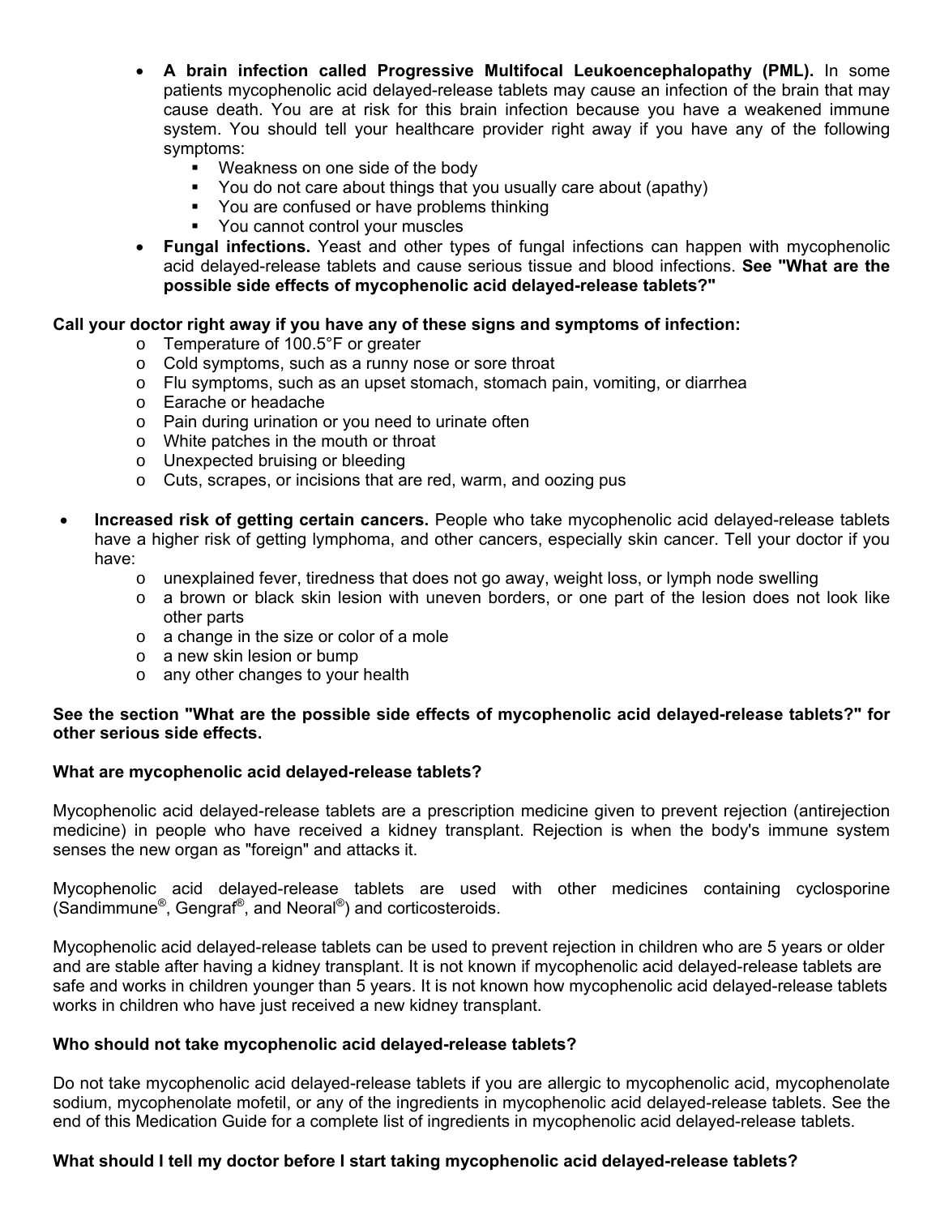- **A brain infection called Progressive Multifocal Leukoencephalopathy (PML).** In some patients mycophenolic acid delayed-release tablets may cause an infection of the brain that may cause death. You are at risk for this brain infection because you have a weakened immune system. You should tell your healthcare provider right away if you have any of the following symptoms:
  - Weakness on one side of the body
  - You do not care about things that you usually care about (apathy)
  - You are confused or have problems thinking
  - You cannot control your muscles
- **Fungal infections.** Yeast and other types of fungal infections can happen with mycophenolic acid delayed-release tablets and cause serious tissue and blood infections. **See "What are the possible side effects of mycophenolic acid delayed-release tablets?"**

**Call your doctor right away if you have any of these signs and symptoms of infection:**

- Temperature of 100.5°F or greater
- Cold symptoms, such as a runny nose or sore throat
- Flu symptoms, such as an upset stomach, stomach pain, vomiting, or diarrhea
- Earache or headache
- Pain during urination or you need to urinate often
- White patches in the mouth or throat
- Unexpected bruising or bleeding
- Cuts, scrapes, or incisions that are red, warm, and oozing pus

- **Increased risk of getting certain cancers.** People who take mycophenolic acid delayed-release tablets have a higher risk of getting lymphoma, and other cancers, especially skin cancer. Tell your doctor if you have:
  - unexplained fever, tiredness that does not go away, weight loss, or lymph node swelling
  - a brown or black skin lesion with uneven borders, or one part of the lesion does not look like other parts
  - a change in the size or color of a mole
  - a new skin lesion or bump
  - any other changes to your health

**See the section "What are the possible side effects of mycophenolic acid delayed-release tablets?" for other serious side effects.**

**What are mycophenolic acid delayed-release tablets?**

Mycophenolic acid delayed-release tablets are a prescription medicine given to prevent rejection (antirejection medicine) in people who have received a kidney transplant. Rejection is when the body's immune system senses the new organ as "foreign" and attacks it.

Mycophenolic acid delayed-release tablets are used with other medicines containing cyclosporine (Sandimmune®, Gengraf®, and Neoral®) and corticosteroids.

Mycophenolic acid delayed-release tablets can be used to prevent rejection in children who are 5 years or older and are stable after having a kidney transplant. It is not known if mycophenolic acid delayed-release tablets are safe and works in children younger than 5 years. It is not known how mycophenolic acid delayed-release tablets works in children who have just received a new kidney transplant.

**Who should not take mycophenolic acid delayed-release tablets?**

Do not take mycophenolic acid delayed-release tablets if you are allergic to mycophenolic acid, mycophenolate sodium, mycophenolate mofetil, or any of the ingredients in mycophenolic acid delayed-release tablets. See the end of this Medication Guide for a complete list of ingredients in mycophenolic acid delayed-release tablets.

**What should I tell my doctor before I start taking mycophenolic acid delayed-release tablets?**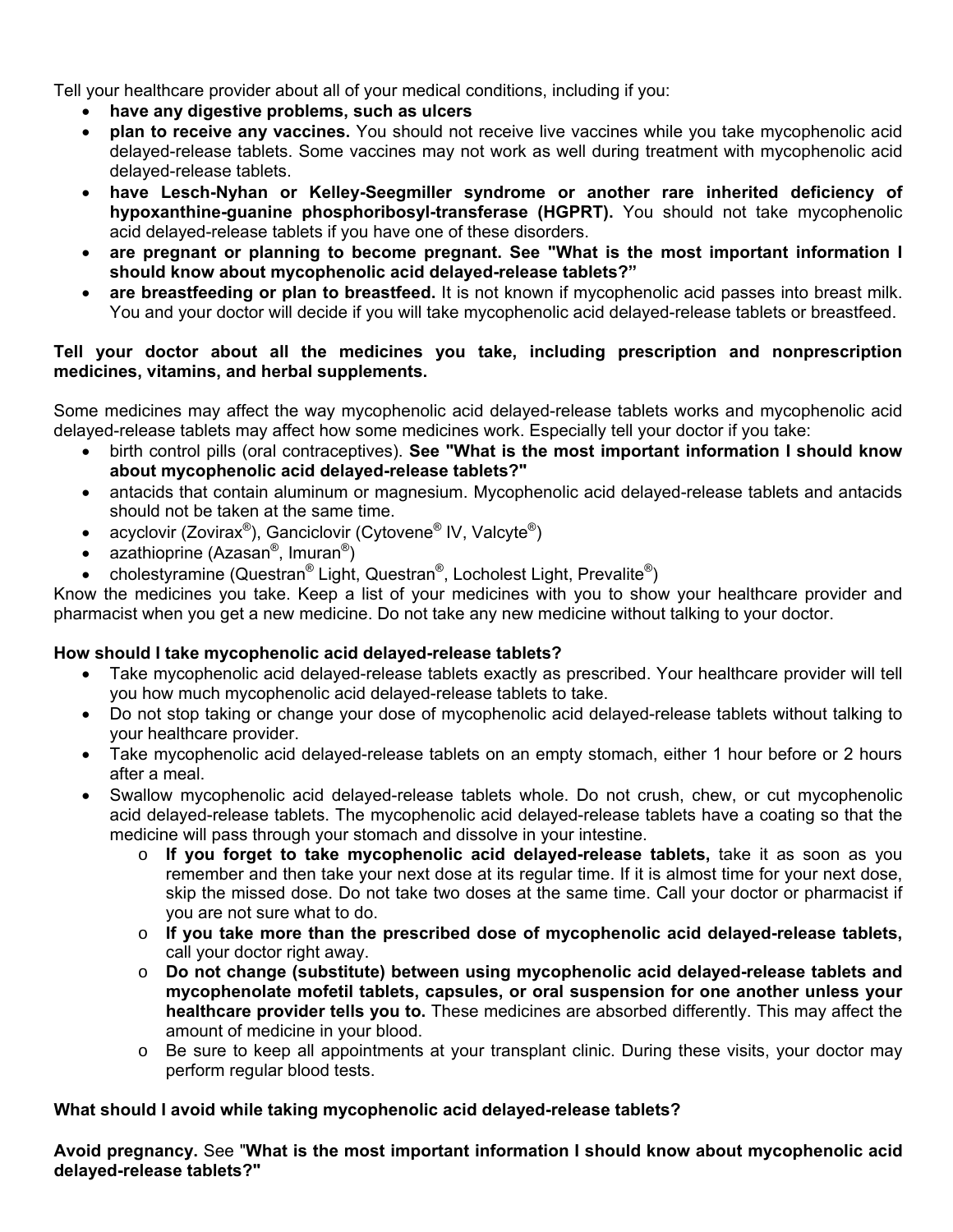Tell your healthcare provider about all of your medical conditions, including if you:

- **have any digestive problems, such as ulcers**
- **plan to receive any vaccines.** You should not receive live vaccines while you take mycophenolic acid delayed-release tablets. Some vaccines may not work as well during treatment with mycophenolic acid delayed-release tablets.
- **have Lesch-Nyhan or Kelley-Seegmiller syndrome or another rare inherited deficiency of hypoxanthine-guanine phosphoribosyl-transferase (HGPRT).** You should not take mycophenolic acid delayed-release tablets if you have one of these disorders.
- **are pregnant or planning to become pregnant. See "What is the most important information I should know about mycophenolic acid delayed-release tablets?"**
- **are breastfeeding or plan to breastfeed.** It is not known if mycophenolic acid passes into breast milk. You and your doctor will decide if you will take mycophenolic acid delayed-release tablets or breastfeed.

**Tell your doctor about all the medicines you take, including prescription and nonprescription medicines, vitamins, and herbal supplements.**

Some medicines may affect the way mycophenolic acid delayed-release tablets works and mycophenolic acid delayed-release tablets may affect how some medicines work. Especially tell your doctor if you take:

- birth control pills (oral contraceptives). **See "What is the most important information I should know about mycophenolic acid delayed-release tablets?"**
- antacids that contain aluminum or magnesium. Mycophenolic acid delayed-release tablets and antacids should not be taken at the same time.
- acyclovir (Zovirax®), Ganciclovir (Cytovene® IV, Valcyte®)
- azathioprine (Azasan®, Imuran®)
- cholestyramine (Questran® Light, Questran®, Locholest Light, Prevalite®)

Know the medicines you take. Keep a list of your medicines with you to show your healthcare provider and pharmacist when you get a new medicine. Do not take any new medicine without talking to your doctor.

**How should I take mycophenolic acid delayed-release tablets?**

- Take mycophenolic acid delayed-release tablets exactly as prescribed. Your healthcare provider will tell you how much mycophenolic acid delayed-release tablets to take.
- Do not stop taking or change your dose of mycophenolic acid delayed-release tablets without talking to your healthcare provider.
- Take mycophenolic acid delayed-release tablets on an empty stomach, either 1 hour before or 2 hours after a meal.
- Swallow mycophenolic acid delayed-release tablets whole. Do not crush, chew, or cut mycophenolic acid delayed-release tablets. The mycophenolic acid delayed-release tablets have a coating so that the medicine will pass through your stomach and dissolve in your intestine.
  - **If you forget to take mycophenolic acid delayed-release tablets,** take it as soon as you remember and then take your next dose at its regular time. If it is almost time for your next dose, skip the missed dose. Do not take two doses at the same time. Call your doctor or pharmacist if you are not sure what to do.
  - **If you take more than the prescribed dose of mycophenolic acid delayed-release tablets,** call your doctor right away.
  - **Do not change (substitute) between using mycophenolic acid delayed-release tablets and mycophenolate mofetil tablets, capsules, or oral suspension for one another unless your healthcare provider tells you to.** These medicines are absorbed differently. This may affect the amount of medicine in your blood.
  - Be sure to keep all appointments at your transplant clinic. During these visits, your doctor may perform regular blood tests.

**What should I avoid while taking mycophenolic acid delayed-release tablets?**

**Avoid pregnancy.** See "**What is the most important information I should know about mycophenolic acid delayed-release tablets?"**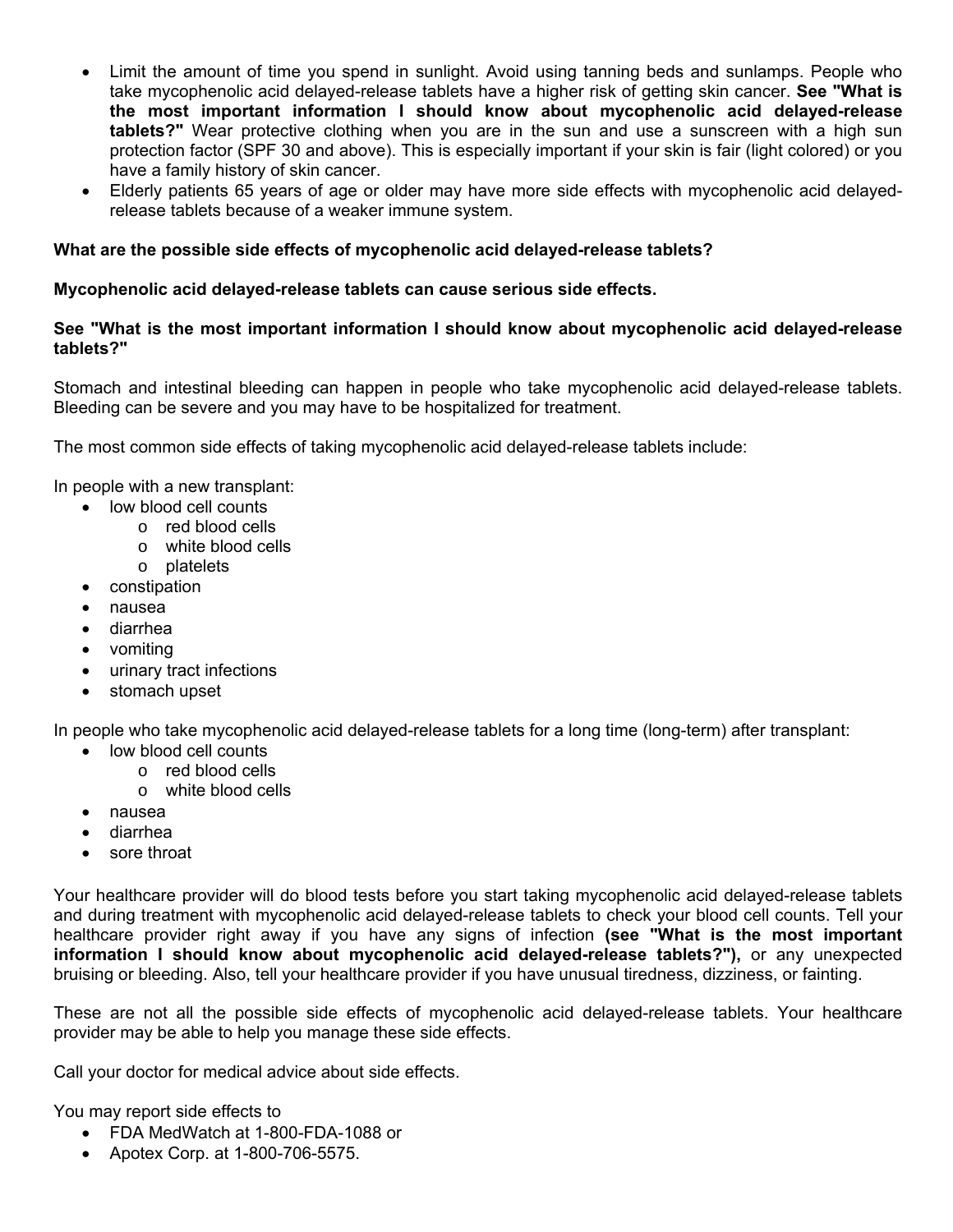- Limit the amount of time you spend in sunlight. Avoid using tanning beds and sunlamps. People who take mycophenolic acid delayed-release tablets have a higher risk of getting skin cancer. **See "What is the most important information I should know about mycophenolic acid delayed-release tablets?"** Wear protective clothing when you are in the sun and use a sunscreen with a high sun protection factor (SPF 30 and above). This is especially important if your skin is fair (light colored) or you have a family history of skin cancer.
- Elderly patients 65 years of age or older may have more side effects with mycophenolic acid delayed-release tablets because of a weaker immune system.

**What are the possible side effects of mycophenolic acid delayed-release tablets?**

**Mycophenolic acid delayed-release tablets can cause serious side effects.**

**See "What is the most important information I should know about mycophenolic acid delayed-release tablets?"**

Stomach and intestinal bleeding can happen in people who take mycophenolic acid delayed-release tablets. Bleeding can be severe and you may have to be hospitalized for treatment.

The most common side effects of taking mycophenolic acid delayed-release tablets include:

In people with a new transplant:

- low blood cell counts
  - red blood cells
  - white blood cells
  - platelets
- constipation
- nausea
- diarrhea
- vomiting
- urinary tract infections
- stomach upset

In people who take mycophenolic acid delayed-release tablets for a long time (long-term) after transplant:

- low blood cell counts
  - red blood cells
  - white blood cells
- nausea
- diarrhea
- sore throat

Your healthcare provider will do blood tests before you start taking mycophenolic acid delayed-release tablets and during treatment with mycophenolic acid delayed-release tablets to check your blood cell counts. Tell your healthcare provider right away if you have any signs of infection **(see "What is the most important information I should know about mycophenolic acid delayed-release tablets?"),** or any unexpected bruising or bleeding. Also, tell your healthcare provider if you have unusual tiredness, dizziness, or fainting.

These are not all the possible side effects of mycophenolic acid delayed-release tablets. Your healthcare provider may be able to help you manage these side effects.

Call your doctor for medical advice about side effects.

You may report side effects to

- FDA MedWatch at 1-800-FDA-1088 or
- Apotex Corp. at 1-800-706-5575.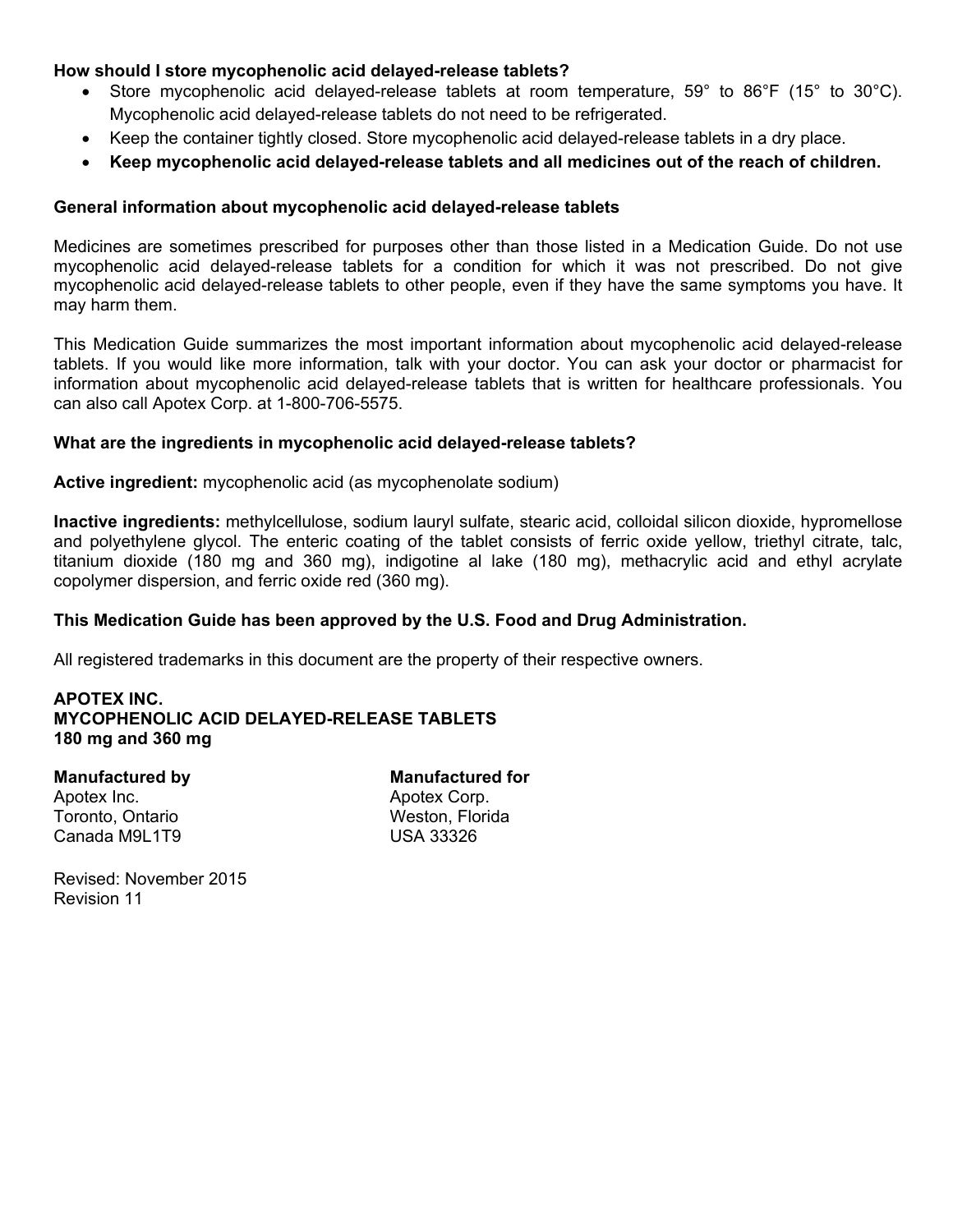**How should I store mycophenolic acid delayed-release tablets?**

- Store mycophenolic acid delayed-release tablets at room temperature, 59° to 86°F (15° to 30°C). Mycophenolic acid delayed-release tablets do not need to be refrigerated.
- Keep the container tightly closed. Store mycophenolic acid delayed-release tablets in a dry place.
- **Keep mycophenolic acid delayed-release tablets and all medicines out of the reach of children.**

**General information about mycophenolic acid delayed-release tablets**

Medicines are sometimes prescribed for purposes other than those listed in a Medication Guide. Do not use mycophenolic acid delayed-release tablets for a condition for which it was not prescribed. Do not give mycophenolic acid delayed-release tablets to other people, even if they have the same symptoms you have. It may harm them.

This Medication Guide summarizes the most important information about mycophenolic acid delayed-release tablets. If you would like more information, talk with your doctor. You can ask your doctor or pharmacist for information about mycophenolic acid delayed-release tablets that is written for healthcare professionals. You can also call Apotex Corp. at 1-800-706-5575.

**What are the ingredients in mycophenolic acid delayed-release tablets?**

**Active ingredient:** mycophenolic acid (as mycophenolate sodium)

**Inactive ingredients:** methylcellulose, sodium lauryl sulfate, stearic acid, colloidal silicon dioxide, hypromellose and polyethylene glycol. The enteric coating of the tablet consists of ferric oxide yellow, triethyl citrate, talc, titanium dioxide (180 mg and 360 mg), indigotine al lake (180 mg), methacrylic acid and ethyl acrylate copolymer dispersion, and ferric oxide red (360 mg).

**This Medication Guide has been approved by the U.S. Food and Drug Administration.**

All registered trademarks in this document are the property of their respective owners.

**APOTEX INC.**
**MYCOPHENOLIC ACID DELAYED-RELEASE TABLETS**
**180 mg and 360 mg**

**Manufactured by**
Apotex Inc.
Toronto, Ontario
Canada M9L1T9

**Manufactured for**
Apotex Corp.
Weston, Florida
USA 33326

Revised: November 2015
Revision 11